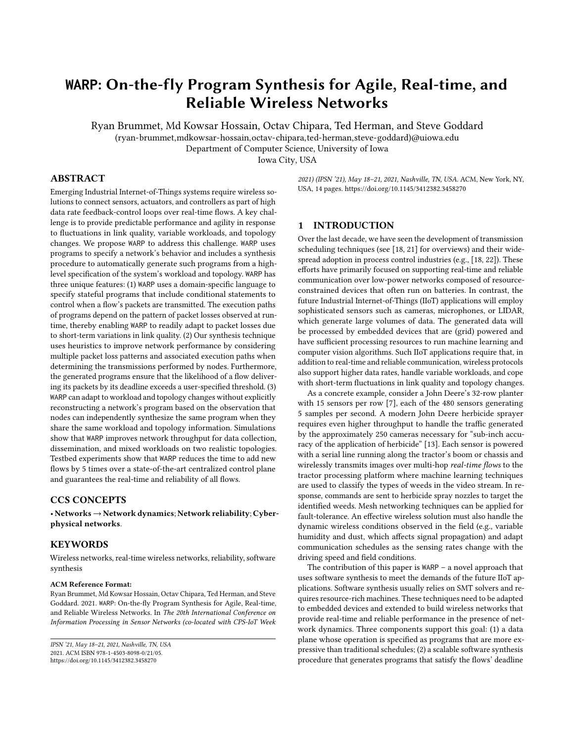# WARP: On-the-fly Program Synthesis for Agile, Real-time, and Reliable Wireless Networks

Ryan Brummet, Md Kowsar Hossain, Octav Chipara, Ted Herman, and Steve Goddard
(ryan-brummet,mdkowsar-hossain,octav-chipara,ted-herman,steve-goddard)@uiowa.edu
Department of Computer Science, University of Iowa
Iowa City, USA

## ABSTRACT

Emerging Industrial Internet-of-Things systems require wireless solutions to connect sensors, actuators, and controllers as part of high data rate feedback-control loops over real-time flows. A key challenge is to provide predictable performance and agility in response to fluctuations in link quality, variable workloads, and topology changes. We propose WARP to address this challenge. WARP uses programs to specify a network's behavior and includes a synthesis procedure to automatically generate such programs from a high-level specification of the system's workload and topology. WARP has three unique features: (1) WARP uses a domain-specific language to specify stateful programs that include conditional statements to control when a flow's packets are transmitted. The execution paths of programs depend on the pattern of packet losses observed at runtime, thereby enabling WARP to readily adapt to packet losses due to short-term variations in link quality. (2) Our synthesis technique uses heuristics to improve network performance by considering multiple packet loss patterns and associated execution paths when determining the transmissions performed by nodes. Furthermore, the generated programs ensure that the likelihood of a flow delivering its packets by its deadline exceeds a user-specified threshold. (3) WARP can adapt to workload and topology changes without explicitly reconstructing a network's program based on the observation that nodes can independently synthesize the same program when they share the same workload and topology information. Simulations show that WARP improves network throughput for data collection, dissemination, and mixed workloads on two realistic topologies. Testbed experiments show that WARP reduces the time to add new flows by 5 times over a state-of-the-art centralized control plane and guarantees the real-time and reliability of all flows.

## CCS CONCEPTS

• **Networks** → **Network dynamics**; **Network reliability**; **Cyber-physical networks**.

## KEYWORDS

Wireless networks, real-time wireless networks, reliability, software synthesis

**ACM Reference Format:**
Ryan Brummet, Md Kowsar Hossain, Octav Chipara, Ted Herman, and Steve Goddard. 2021. WARP: On-the-fly Program Synthesis for Agile, Real-time, and Reliable Wireless Networks. In *The 20th International Conference on Information Processing in Sensor Networks (co-located with CPS-IoT Week 2021) (IPSN '21), May 18–21, 2021, Nashville, TN, USA.* ACM, New York, NY, USA, 14 pages. https://doi.org/10.1145/3412382.3458270

IPSN '21, May 18–21, 2021, Nashville, TN, USA
2021. ACM ISBN 978-1-4503-8098-0/21/05.
https://doi.org/10.1145/3412382.3458270

## 1 INTRODUCTION

Over the last decade, we have seen the development of transmission scheduling techniques (see [18, 21] for overviews) and their widespread adoption in process control industries (e.g., [18, 22]). These efforts have primarily focused on supporting real-time and reliable communication over low-power networks composed of resource-constrained devices that often run on batteries. In contrast, the future Industrial Internet-of-Things (IIoT) applications will employ sophisticated sensors such as cameras, microphones, or LIDAR, which generate large volumes of data. The generated data will be processed by embedded devices that are (grid) powered and have sufficient processing resources to run machine learning and computer vision algorithms. Such IIoT applications require that, in addition to real-time and reliable communication, wireless protocols also support higher data rates, handle variable workloads, and cope with short-term fluctuations in link quality and topology changes.

As a concrete example, consider a John Deere's 32-row planter with 15 sensors per row [7], each of the 480 sensors generating 5 samples per second. A modern John Deere herbicide sprayer requires even higher throughput to handle the traffic generated by the approximately 250 cameras necessary for "sub-inch accuracy of the application of herbicide" [13]. Each sensor is powered with a serial line running along the tractor's boom or chassis and wirelessly transmits images over multi-hop *real-time flows* to the tractor processing platform where machine learning techniques are used to classify the types of weeds in the video stream. In response, commands are sent to herbicide spray nozzles to target the identified weeds. Mesh networking techniques can be applied for fault-tolerance. An effective wireless solution must also handle the dynamic wireless conditions observed in the field (e.g., variable humidity and dust, which affects signal propagation) and adapt communication schedules as the sensing rates change with the driving speed and field conditions.

The contribution of this paper is WARP – a novel approach that uses software synthesis to meet the demands of the future IIoT applications. Software synthesis usually relies on SMT solvers and requires resource-rich machines. These techniques need to be adapted to embedded devices and extended to build wireless networks that provide real-time and reliable performance in the presence of network dynamics. Three components support this goal: (1) a data plane whose operation is specified as programs that are more expressive than traditional schedules; (2) a scalable software synthesis procedure that generates programs that satisfy the flows' deadline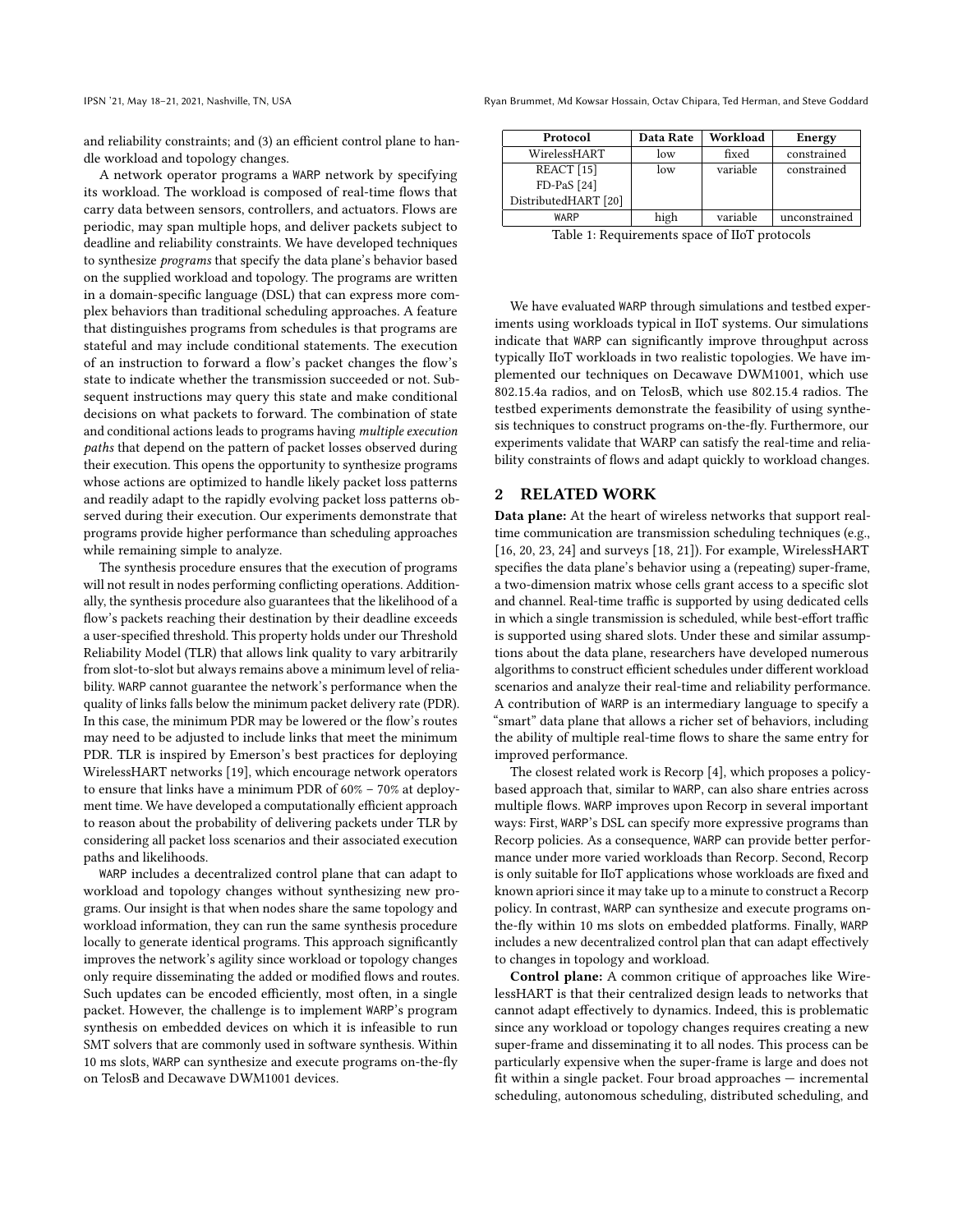and reliability constraints; and (3) an efficient control plane to handle workload and topology changes.

A network operator programs a WARP network by specifying its workload. The workload is composed of real-time flows that carry data between sensors, controllers, and actuators. Flows are periodic, may span multiple hops, and deliver packets subject to deadline and reliability constraints. We have developed techniques to synthesize *programs* that specify the data plane's behavior based on the supplied workload and topology. The programs are written in a domain-specific language (DSL) that can express more complex behaviors than traditional scheduling approaches. A feature that distinguishes programs from schedules is that programs are stateful and may include conditional statements. The execution of an instruction to forward a flow's packet changes the flow's state to indicate whether the transmission succeeded or not. Subsequent instructions may query this state and make conditional decisions on what packets to forward. The combination of state and conditional actions leads to programs having *multiple execution paths* that depend on the pattern of packet losses observed during their execution. This opens the opportunity to synthesize programs whose actions are optimized to handle likely packet loss patterns and readily adapt to the rapidly evolving packet loss patterns observed during their execution. Our experiments demonstrate that programs provide higher performance than scheduling approaches while remaining simple to analyze.

The synthesis procedure ensures that the execution of programs will not result in nodes performing conflicting operations. Additionally, the synthesis procedure also guarantees that the likelihood of a flow's packets reaching their destination by their deadline exceeds a user-specified threshold. This property holds under our Threshold Reliability Model (TLR) that allows link quality to vary arbitrarily from slot-to-slot but always remains above a minimum level of reliability. WARP cannot guarantee the network's performance when the quality of links falls below the minimum packet delivery rate (PDR). In this case, the minimum PDR may be lowered or the flow's routes may need to be adjusted to include links that meet the minimum PDR. TLR is inspired by Emerson's best practices for deploying WirelessHART networks [19], which encourage network operators to ensure that links have a minimum PDR of 60% – 70% at deployment time. We have developed a computationally efficient approach to reason about the probability of delivering packets under TLR by considering all packet loss scenarios and their associated execution paths and likelihoods.

WARP includes a decentralized control plane that can adapt to workload and topology changes without synthesizing new programs. Our insight is that when nodes share the same topology and workload information, they can run the same synthesis procedure locally to generate identical programs. This approach significantly improves the network's agility since workload or topology changes only require disseminating the added or modified flows and routes. Such updates can be encoded efficiently, most often, in a single packet. However, the challenge is to implement WARP's program synthesis on embedded devices on which it is infeasible to run SMT solvers that are commonly used in software synthesis. Within 10 ms slots, WARP can synthesize and execute programs on-the-fly on TelosB and Decawave DWM1001 devices.

| Protocol | Data Rate | Workload | Energy |
|---|---|---|---|
| WirelessHART | low | fixed | constrained |
| REACT [15]<br>FD-PaS [24]<br>DistributedHART [20] | low | variable | constrained |
| WARP | high | variable | unconstrained |

Table 1: Requirements space of IIoT protocols

We have evaluated WARP through simulations and testbed experiments using workloads typical in IIoT systems. Our simulations indicate that WARP can significantly improve throughput across typically IIoT workloads in two realistic topologies. We have implemented our techniques on Decawave DWM1001, which use 802.15.4a radios, and on TelosB, which use 802.15.4 radios. The testbed experiments demonstrate the feasibility of using synthesis techniques to construct programs on-the-fly. Furthermore, our experiments validate that WARP can satisfy the real-time and reliability constraints of flows and adapt quickly to workload changes.

## 2 RELATED WORK

**Data plane:** At the heart of wireless networks that support real-time communication are transmission scheduling techniques (e.g., [16, 20, 23, 24] and surveys [18, 21]). For example, WirelessHART specifies the data plane's behavior using a (repeating) super-frame, a two-dimension matrix whose cells grant access to a specific slot and channel. Real-time traffic is supported by using dedicated cells in which a single transmission is scheduled, while best-effort traffic is supported using shared slots. Under these and similar assumptions about the data plane, researchers have developed numerous algorithms to construct efficient schedules under different workload scenarios and analyze their real-time and reliability performance. A contribution of WARP is an intermediary language to specify a "smart" data plane that allows a richer set of behaviors, including the ability of multiple real-time flows to share the same entry for improved performance.

The closest related work is Recorp [4], which proposes a policy-based approach that, similar to WARP, can also share entries across multiple flows. WARP improves upon Recorp in several important ways: First, WARP's DSL can specify more expressive programs than Recorp policies. As a consequence, WARP can provide better performance under more varied workloads than Recorp. Second, Recorp is only suitable for IIoT applications whose workloads are fixed and known apriori since it may take up to a minute to construct a Recorp policy. In contrast, WARP can synthesize and execute programs on-the-fly within 10 ms slots on embedded platforms. Finally, WARP includes a new decentralized control plan that can adapt effectively to changes in topology and workload.

**Control plane:** A common critique of approaches like WirelessHART is that their centralized design leads to networks that cannot adapt effectively to dynamics. Indeed, this is problematic since any workload or topology changes requires creating a new super-frame and disseminating it to all nodes. This process can be particularly expensive when the super-frame is large and does not fit within a single packet. Four broad approaches — incremental scheduling, autonomous scheduling, distributed scheduling, and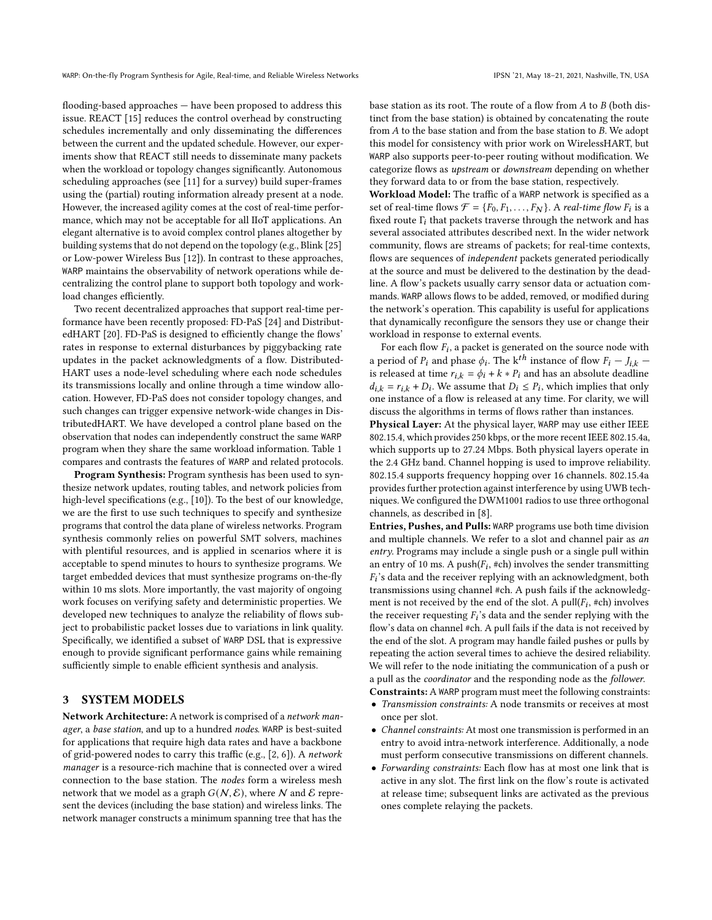flooding-based approaches — have been proposed to address this issue. REACT [15] reduces the control overhead by constructing schedules incrementally and only disseminating the differences between the current and the updated schedule. However, our experiments show that REACT still needs to disseminate many packets when the workload or topology changes significantly. Autonomous scheduling approaches (see [11] for a survey) build super-frames using the (partial) routing information already present at a node. However, the increased agility comes at the cost of real-time performance, which may not be acceptable for all IIoT applications. An elegant alternative is to avoid complex control planes altogether by building systems that do not depend on the topology (e.g., Blink [25] or Low-power Wireless Bus [12]). In contrast to these approaches, WARP maintains the observability of network operations while decentralizing the control plane to support both topology and workload changes efficiently.

Two recent decentralized approaches that support real-time performance have been recently proposed: FD-PaS [24] and DistributedHART [20]. FD-PaS is designed to efficiently change the flows' rates in response to external disturbances by piggybacking rate updates in the packet acknowledgments of a flow. DistributedHART uses a node-level scheduling where each node schedules its transmissions locally and online through a time window allocation. However, FD-PaS does not consider topology changes, and such changes can trigger expensive network-wide changes in DistributedHART. We have developed a control plane based on the observation that nodes can independently construct the same WARP program when they share the same workload information. Table 1 compares and contrasts the features of WARP and related protocols.

**Program Synthesis:** Program synthesis has been used to synthesize network updates, routing tables, and network policies from high-level specifications (e.g., [10]). To the best of our knowledge, we are the first to use such techniques to specify and synthesize programs that control the data plane of wireless networks. Program synthesis commonly relies on powerful SMT solvers, machines with plentiful resources, and is applied in scenarios where it is acceptable to spend minutes to hours to synthesize programs. We target embedded devices that must synthesize programs on-the-fly within 10 ms slots. More importantly, the vast majority of ongoing work focuses on verifying safety and deterministic properties. We developed new techniques to analyze the reliability of flows subject to probabilistic packet losses due to variations in link quality. Specifically, we identified a subset of WARP DSL that is expressive enough to provide significant performance gains while remaining sufficiently simple to enable efficient synthesis and analysis.

## 3 SYSTEM MODELS

**Network Architecture:** A network is comprised of a *network manager*, a *base station*, and up to a hundred *nodes*. WARP is best-suited for applications that require high data rates and have a backbone of grid-powered nodes to carry this traffic (e.g., [2, 6]). A *network manager* is a resource-rich machine that is connected over a wired connection to the base station. The *nodes* form a wireless mesh network that we model as a graph $G(\mathcal{N}, \mathcal{E})$, where $\mathcal{N}$ and $\mathcal{E}$ represent the devices (including the base station) and wireless links. The network manager constructs a minimum spanning tree that has the base station as its root. The route of a flow from $A$ to $B$ (both distinct from the base station) is obtained by concatenating the route from $A$ to the base station and from the base station to $B$. We adopt this model for consistency with prior work on WirelessHART, but WARP also supports peer-to-peer routing without modification. We categorize flows as *upstream* or *downstream* depending on whether they forward data to or from the base station, respectively.

**Workload Model:** The traffic of a WARP network is specified as a set of real-time flows $\mathcal{F} = \{F_0, F_1, \dots, F_N\}$. A *real-time flow* $F_i$ is a fixed route $\Gamma_i$ that packets traverse through the network and has several associated attributes described next. In the wider network community, flows are streams of packets; for real-time contexts, flows are sequences of *independent* packets generated periodically at the source and must be delivered to the destination by the deadline. A flow's packets usually carry sensor data or actuation commands. WARP allows flows to be added, removed, or modified during the network's operation. This capability is useful for applications that dynamically reconfigure the sensors they use or change their workload in response to external events.

For each flow $F_i$, a packet is generated on the source node with a period of $P_i$ and phase $\phi_i$. The k$^{th}$ instance of flow $F_i$ — $J_{i,k}$ — is released at time $r_{i,k} = \phi_i + k * P_i$ and has an absolute deadline $d_{i,k} = r_{i,k} + D_i$. We assume that $D_i \leq P_i$, which implies that only one instance of a flow is released at any time. For clarity, we will discuss the algorithms in terms of flows rather than instances.

**Physical Layer:** At the physical layer, WARP may use either IEEE 802.15.4, which provides 250 kbps, or the more recent IEEE 802.15.4a, which supports up to 27.24 Mbps. Both physical layers operate in the 2.4 GHz band. Channel hopping is used to improve reliability. 802.15.4 supports frequency hopping over 16 channels. 802.15.4a provides further protection against interference by using UWB techniques. We configured the DWM1001 radios to use three orthogonal channels, as described in [8].

**Entries, Pushes, and Pulls:** WARP programs use both time division and multiple channels. We refer to a slot and channel pair as *an entry*. Programs may include a single push or a single pull within an entry of 10 ms. A push($F_i$, #ch) involves the sender transmitting $F_i$'s data and the receiver replying with an acknowledgment, both transmissions using channel #ch. A push fails if the acknowledgment is not received by the end of the slot. A pull($F_i$, #ch) involves the receiver requesting $F_i$'s data and the sender replying with the flow's data on channel #ch. A pull fails if the data is not received by the end of the slot. A program may handle failed pushes or pulls by repeating the action several times to achieve the desired reliability. We will refer to the node initiating the communication of a push or a pull as the *coordinator* and the responding node as the *follower*.

**Constraints:** A WARP program must meet the following constraints:

- *Transmission constraints:* A node transmits or receives at most once per slot.
- *Channel constraints:* At most one transmission is performed in an entry to avoid intra-network interference. Additionally, a node must perform consecutive transmissions on different channels.
- *Forwarding constraints:* Each flow has at most one link that is active in any slot. The first link on the flow's route is activated at release time; subsequent links are activated as the previous ones complete relaying the packets.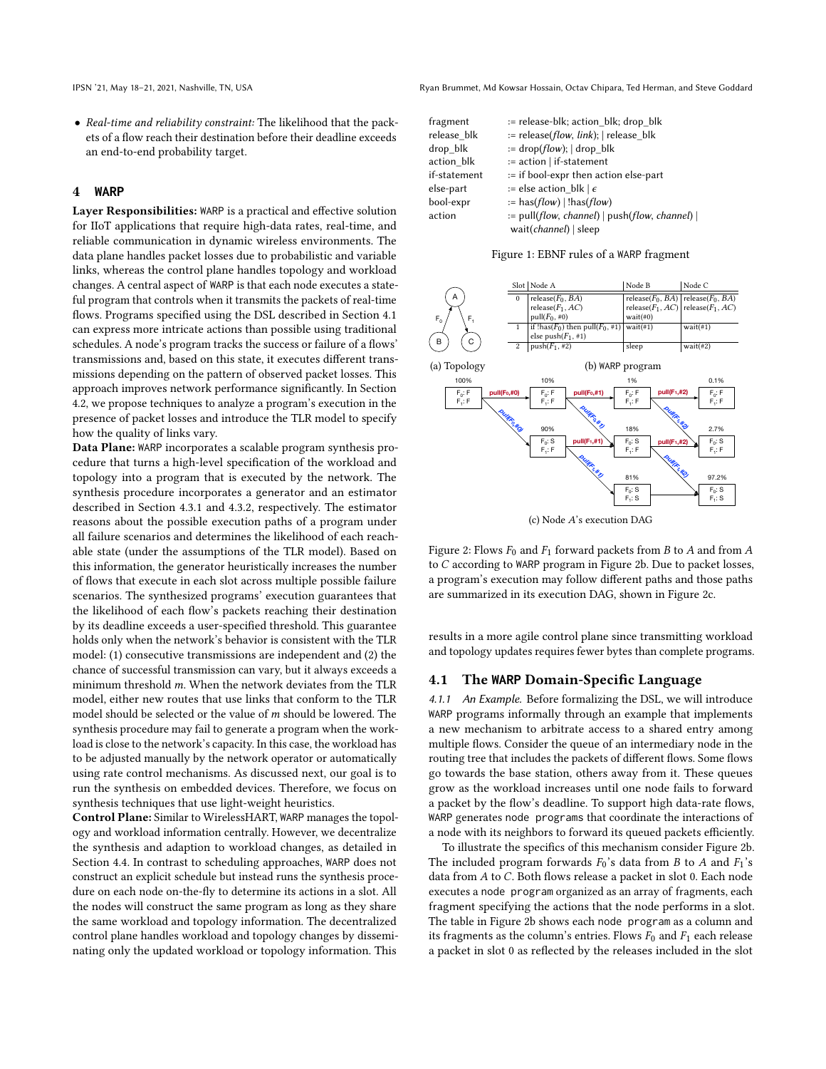- *Real-time and reliability constraint:* The likelihood that the packets of a flow reach their destination before their deadline exceeds an end-to-end probability target.

## 4 WARP

**Layer Responsibilities:** WARP is a practical and effective solution for IIoT applications that require high-data rates, real-time, and reliable communication in dynamic wireless environments. The data plane handles packet losses due to probabilistic and variable links, whereas the control plane handles topology and workload changes. A central aspect of WARP is that each node executes a stateful program that controls when it transmits the packets of real-time flows. Programs specified using the DSL described in Section 4.1 can express more intricate actions than possible using traditional schedules. A node's program tracks the success or failure of a flows' transmissions and, based on this state, it executes different transmissions depending on the pattern of observed packet losses. This approach improves network performance significantly. In Section 4.2, we propose techniques to analyze a program's execution in the presence of packet losses and introduce the TLR model to specify how the quality of links vary.

**Data Plane:** WARP incorporates a scalable program synthesis procedure that turns a high-level specification of the workload and topology into a program that is executed by the network. The synthesis procedure incorporates a generator and an estimator described in Section 4.3.1 and 4.3.2, respectively. The estimator reasons about the possible execution paths of a program under all failure scenarios and determines the likelihood of each reachable state (under the assumptions of the TLR model). Based on this information, the generator heuristically increases the number of flows that execute in each slot across multiple possible failure scenarios. The synthesized programs' execution guarantees that the likelihood of each flow's packets reaching their destination by its deadline exceeds a user-specified threshold. This guarantee holds only when the network's behavior is consistent with the TLR model: (1) consecutive transmissions are independent and (2) the chance of successful transmission can vary, but it always exceeds a minimum threshold $m$. When the network deviates from the TLR model, either new routes that use links that conform to the TLR model should be selected or the value of $m$ should be lowered. The synthesis procedure may fail to generate a program when the workload is close to the network's capacity. In this case, the workload has to be adjusted manually by the network operator or automatically using rate control mechanisms. As discussed next, our goal is to run the synthesis on embedded devices. Therefore, we focus on synthesis techniques that use light-weight heuristics.

**Control Plane:** Similar to WirelessHART, WARP manages the topology and workload information centrally. However, we decentralize the synthesis and adaption to workload changes, as detailed in Section 4.4. In contrast to scheduling approaches, WARP does not construct an explicit schedule but instead runs the synthesis procedure on each node on-the-fly to determine its actions in a slot. All the nodes will construct the same program as long as they share the same workload and topology information. The decentralized control plane handles workload and topology changes by disseminating only the updated workload or topology information. This results in a more agile control plane since transmitting workload and topology updates requires fewer bytes than complete programs.

```
fragment      := release-blk; action_blk; drop_blk
release_blk   := release(flow, link); | release_blk
drop_blk      := drop(flow); | drop_blk
action_blk    := action | if-statement
if-statement  := if bool-expr then action else-part
else-part     := else action_blk | ε
bool-expr     := has(flow) | !has(flow)
action        := pull(flow, channel) | push(flow, channel) |
                 wait(channel) | sleep
```

Figure 1: EBNF rules of a WARP fragment

(a) Topology

| Slot | Node A | Node B | Node C |
|---|---|---|---|
| 0 | release($F_0$, $BA$) release($F_1$, $AC$) pull($F_0$, #0) | release($F_0$, $BA$) release($F_1$, $AC$) wait(#0) | release($F_0$, $BA$) release($F_1$, $AC$) |
| 1 | if !has($F_0$) then pull($F_0$, #1) else push($F_1$, #1) | wait(#1) | wait(#1) |
| 2 | push($F_1$, #2) | sleep | wait(#2) |

(b) WARP program

(c) Node $A$'s execution DAG

Figure 2: Flows $F_0$ and $F_1$ forward packets from $B$ to $A$ and from $A$ to $C$ according to WARP program in Figure 2b. Due to packet losses, a program's execution may follow different paths and those paths are summarized in its execution DAG, shown in Figure 2c.

### 4.1 The WARP Domain-Specific Language

*4.1.1 An Example.* Before formalizing the DSL, we will introduce WARP programs informally through an example that implements a new mechanism to arbitrate access to a shared entry among multiple flows. Consider the queue of an intermediary node in the routing tree that includes the packets of different flows. Some flows go towards the base station, others away from it. These queues grow as the workload increases until one node fails to forward a packet by the flow's deadline. To support high data-rate flows, WARP generates node programs that coordinate the interactions of a node with its neighbors to forward its queued packets efficiently.

To illustrate the specifics of this mechanism consider Figure 2b. The included program forwards $F_0$'s data from $B$ to $A$ and $F_1$'s data from $A$ to $C$. Both flows release a packet in slot 0. Each node executes a node program organized as an array of fragments, each fragment specifying the actions that the node performs in a slot. The table in Figure 2b shows each node program as a column and its fragments as the column's entries. Flows $F_0$ and $F_1$ each release a packet in slot 0 as reflected by the releases included in the slot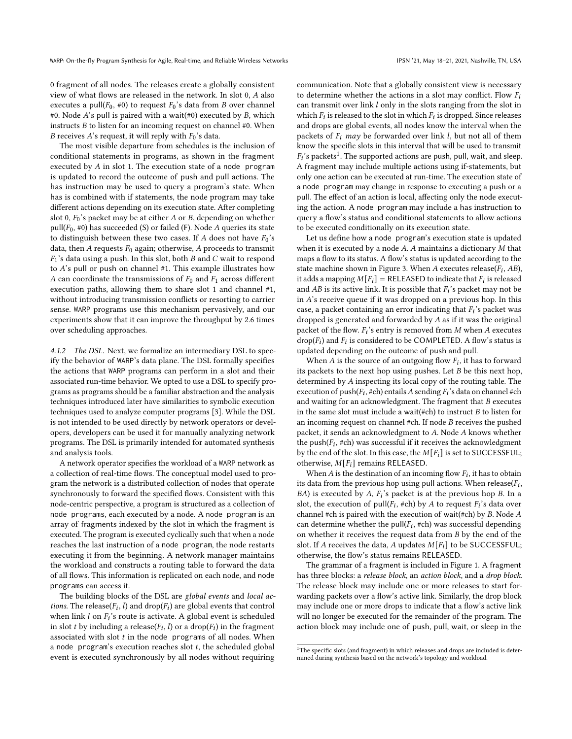0 fragment of all nodes. The releases create a globally consistent view of what flows are released in the network. In slot 0, $A$ also executes a pull($F_0$, #0) to request $F_0$'s data from $B$ over channel #0. Node $A$'s pull is paired with a wait(#0) executed by $B$, which instructs $B$ to listen for an incoming request on channel #0. When $B$ receives $A$'s request, it will reply with $F_0$'s data.

The most visible departure from schedules is the inclusion of conditional statements in programs, as shown in the fragment executed by $A$ in slot 1. The execution state of a node program is updated to record the outcome of push and pull actions. The has instruction may be used to query a program's state. When has is combined with if statements, the node program may take different actions depending on its execution state. After completing slot 0, $F_0$'s packet may be at either $A$ or $B$, depending on whether pull($F_0$, #0) has succeeded (S) or failed (F). Node $A$ queries its state to distinguish between these two cases. If $A$ does not have $F_0$'s data, then $A$ requests $F_0$ again; otherwise, $A$ proceeds to transmit $F_1$'s data using a push. In this slot, both $B$ and $C$ wait to respond to $A$'s pull or push on channel #1. This example illustrates how $A$ can coordinate the transmissions of $F_0$ and $F_1$ across different execution paths, allowing them to share slot 1 and channel #1, without introducing transmission conflicts or resorting to carrier sense. WARP programs use this mechanism pervasively, and our experiments show that it can improve the throughput by 2.6 times over scheduling approaches.

*4.1.2 The DSL.* Next, we formalize an intermediary DSL to specify the behavior of WARP's data plane. The DSL formally specifies the actions that WARP programs can perform in a slot and their associated run-time behavior. We opted to use a DSL to specify programs as programs should be a familiar abstraction and the analysis techniques introduced later have similarities to symbolic execution techniques used to analyze computer programs [3]. While the DSL is not intended to be used directly by network operators or developers, developers can be used it for manually analyzing network programs. The DSL is primarily intended for automated synthesis and analysis tools.

A network operator specifies the workload of a WARP network as a collection of real-time flows. The conceptual model used to program the network is a distributed collection of nodes that operate synchronously to forward the specified flows. Consistent with this node-centric perspective, a program is structured as a collection of node programs, each executed by a node. A node program is an array of fragments indexed by the slot in which the fragment is executed. The program is executed cyclically such that when a node reaches the last instruction of a node program, the node restarts executing it from the beginning. A network manager maintains the workload and constructs a routing table to forward the data of all flows. This information is replicated on each node, and node programs can access it.

The building blocks of the DSL are *global events* and *local actions*. The release($F_i$, $l$) and drop($F_i$) are global events that control when link $l$ on $F_i$'s route is activate. A global event is scheduled in slot $t$ by including a release($F_i$, $l$) or a drop($F_i$) in the fragment associated with slot $t$ in the node programs of all nodes. When a node program's execution reaches slot $t$, the scheduled global event is executed synchronously by all nodes without requiring communication. Note that a globally consistent view is necessary to determine whether the actions in a slot may conflict. Flow $F_i$ can transmit over link $l$ only in the slots ranging from the slot in which $F_i$ is released to the slot in which $F_i$ is dropped. Since releases and drops are global events, all nodes know the interval when the packets of $F_i$ *may* be forwarded over link $l$, but not all of them know the specific slots in this interval that will be used to transmit $F_i$'s packets[1]. The supported actions are push, pull, wait, and sleep. A fragment may include multiple actions using if-statements, but only one action can be executed at run-time. The execution state of a node program may change in response to executing a push or a pull. The effect of an action is local, affecting only the node executing the action. A node program may include a has instruction to query a flow's status and conditional statements to allow actions to be executed conditionally on its execution state.

Let us define how a node program's execution state is updated when it is executed by a node $A$. $A$ maintains a dictionary $M$ that maps a flow to its status. A flow's status is updated according to the state machine shown in Figure 3. When $A$ executes release($F_i$, $AB$), it adds a mapping $M[F_i]$ = RELEASED to indicate that $F_i$ is released and $AB$ is its active link. It is possible that $F_i$'s packet may not be in $A$'s receive queue if it was dropped on a previous hop. In this case, a packet containing an error indicating that $F_i$'s packet was dropped is generated and forwarded by $A$ as if it was the original packet of the flow. $F_i$'s entry is removed from $M$ when $A$ executes drop($F_i$) and $F_i$ is considered to be COMPLETED. A flow's status is updated depending on the outcome of push and pull.

When $A$ is the source of an outgoing flow $F_i$, it has to forward its packets to the next hop using pushes. Let $B$ be this next hop, determined by $A$ inspecting its local copy of the routing table. The execution of push($F_i$, #ch) entails $A$ sending $F_i$'s data on channel #ch and waiting for an acknowledgment. The fragment that $B$ executes in the same slot must include a wait(#ch) to instruct $B$ to listen for an incoming request on channel #ch. If node $B$ receives the pushed packet, it sends an acknowledgment to $A$. Node $A$ knows whether the push($F_i$, #ch) was successful if it receives the acknowledgment by the end of the slot. In this case, the $M[F_i]$ is set to SUCCESSFUL; otherwise, $M[F_i]$ remains RELEASED.

When $A$ is the destination of an incoming flow $F_i$, it has to obtain its data from the previous hop using pull actions. When release($F_i$, $BA$) is executed by $A$, $F_i$'s packet is at the previous hop $B$. In a slot, the execution of pull($F_i$, #ch) by $A$ to request $F_i$'s data over channel #ch is paired with the execution of wait(#ch) by $B$. Node $A$ can determine whether the pull($F_i$, #ch) was successful depending on whether it receives the request data from $B$ by the end of the slot. If $A$ receives the data, $A$ updates $M[F_i]$ to be SUCCESSFUL; otherwise, the flow's status remains RELEASED.

The grammar of a fragment is included in Figure 1. A fragment has three blocks: a *release block*, an *action block*, and a *drop block*. The release block may include one or more releases to start forwarding packets over a flow's active link. Similarly, the drop block may include one or more drops to indicate that a flow's active link will no longer be executed for the remainder of the program. The action block may include one of push, pull, wait, or sleep in the

[1] The specific slots (and fragment) in which releases and drops are included is determined during synthesis based on the network's topology and workload.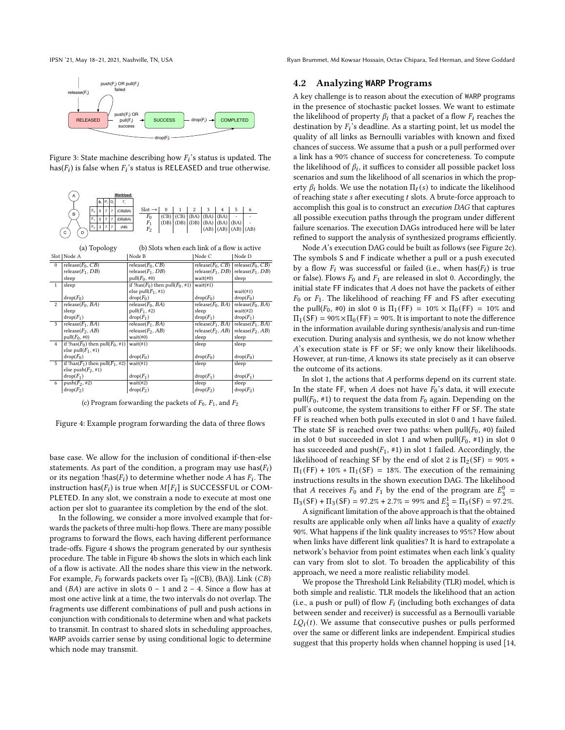Figure 3: State machine describing how $F_i$'s status is updated. The has($F_i$) is false when $F_i$'s status is RELEASED and true otherwise.

|  | $\phi_i$ | $P_i$ | $D_i$ | $\Gamma_i$ |
|---|---|---|---|---|
| $F_0$ | 0 | 7 | 7 | (CB)(BA) |
| $F_1$ | 0 | 7 | 7 | (DB)(BA) |
| $F_2$ | 3 | 7 | 7 | (AB) |

(a) Topology

| Slot → | 0 | 1 | 2 | 3 | 4 | 5 | 6 |
|---|---|---|---|---|---|---|---|
| $F_0$ | (CB) | (CB) | (BA) | (BA) | (BA) | - | - |
| $F_1$ | (DB) | (DB) | (DB) | (BA) | (BA) | (BA) | - |
| $F_2$ |  |  |  | (AB) | (AB) | (AB) | (AB) |

(b) Slots when each link of a flow is active

| Slot | Node A | Node B | Node C | Node D |
|---|---|---|---|---|
| 0 | release($F_0$, $CB$) release($F_1$, $DB$) sleep | release($F_0$, $CB$) release($F_1$, $DB$) pull($F_0$, #0) | release($F_0$, $CB$) release($F_1$, $DB$) wait(#0) | release($F_0$, $CB$) release($F_1$, $DB$) sleep |
| 1 | sleep drop($F_0$) | if !has($F_0$) then pull($F_0$, #1) else pull($F_1$, #1) drop($F_0$) | wait(#1) drop($F_0$) | wait(#1) drop($F_0$) |
| 2 | release($F_0$, $BA$) sleep drop($F_1$) | release($F_0$, $BA$) pull($F_1$, #2) drop($F_1$) | release($F_0$, $BA$) sleep drop($F_1$) | release($F_0$, $BA$) wait(#2) drop($F_1$) |
| 3 | release($F_1$, $BA$) release($F_2$, $AB$) pull($F_0$, #0) | release($F_1$, $BA$) release($F_2$, $AB$) wait(#0) | release($F_1$, $BA$) release($F_2$, $AB$) sleep | release($F_1$, $BA$) release($F_2$, $AB$) sleep |
| 4 | if !has($F_0$) then pull($F_0$, #1) else pull($F_1$, #1) drop($F_0$) | wait(#1) drop($F_0$) | sleep drop($F_0$) | sleep drop($F_0$) |
| 5 | if !has($F_1$) then pull($F_1$, #2) else push($F_2$, #1) drop($F_1$) | wait(#1) drop($F_1$) | sleep drop($F_1$) | sleep drop($F_1$) |
| 6 | push($F_2$, #2) drop($F_2$) | wait(#2) drop($F_2$) | sleep drop($F_2$) | sleep drop($F_2$) |

(c) Program forwarding the packets of $F_0$, $F_1$, and $F_2$

Figure 4: Example program forwarding the data of three flows

base case. We allow for the inclusion of conditional if-then-else statements. As part of the condition, a program may use has($F_i$) or its negation !has($F_i$) to determine whether node $A$ has $F_i$. The instruction has($F_i$) is true when $M[F_i]$ is SUCCESSFUL or COMPLETED. In any slot, we constrain a node to execute at most one action per slot to guarantee its completion by the end of the slot.

In the following, we consider a more involved example that forwards the packets of three multi-hop flows. There are many possible programs to forward the flows, each having different performance trade-offs. Figure 4 shows the program generated by our synthesis procedure. The table in Figure 4b shows the slots in which each link of a flow is activate. All the nodes share this view in the network. For example, $F_0$ forwards packets over $\Gamma_0$ ={(CB), (BA)}. Link $(CB)$ and $(BA)$ are active in slots 0 − 1 and 2 − 4. Since a flow has at most one active link at a time, the two intervals do not overlap. The fragments use different combinations of pull and push actions in conjunction with conditionals to determine when and what packets to transmit. In contrast to shared slots in scheduling approaches, WARP avoids carrier sense by using conditional logic to determine which node may transmit.

## 4.2 Analyzing WARP Programs

A key challenge is to reason about the execution of WARP programs in the presence of stochastic packet losses. We want to estimate the likelihood of property $\beta_i$ that a packet of a flow $F_i$ reaches the destination by $F_i$'s deadline. As a starting point, let us model the quality of all links as Bernoulli variables with known and fixed chances of success. We assume that a push or a pull performed over a link has a 90% chance of success for concreteness. To compute the likelihood of $\beta_i$, it suffices to consider all possible packet loss scenarios and sum the likelihood of all scenarios in which the property $\beta_i$ holds. We use the notation $\Pi_t(s)$ to indicate the likelihood of reaching state $s$ after executing $t$ slots. A brute-force approach to accomplish this goal is to construct an *execution DAG* that captures all possible execution paths through the program under different failure scenarios. The execution DAGs introduced here will be later refined to support the analysis of synthesized programs efficiently.

Node $A$'s execution DAG could be built as follows (see Figure 2c). The symbols S and F indicate whether a pull or a push executed by a flow $F_i$ was successful or failed (i.e., when has($F_i$) is true or false). Flows $F_0$ and $F_1$ are released in slot 0. Accordingly, the initial state FF indicates that $A$ does not have the packets of either $F_0$ or $F_1$. The likelihood of reaching FF and FS after executing the pull($F_0$, #0) in slot 0 is $\Pi_1(\mathsf{FF}) = 10\% \times \Pi_0(\mathsf{FF}) = 10\%$ and $\Pi_1(\mathsf{SF}) = 90\% \times \Pi_0(\mathsf{FF}) = 90\%$. It is important to note the difference in the information available during synthesis/analysis and run-time execution. During analysis and synthesis, we do not know whether $A$'s execution state is FF or SF; we only know their likelihoods. However, at run-time, $A$ knows its state precisely as it can observe the outcome of its actions.

In slot 1, the actions that $A$ performs depend on its current state. In the state FF, when $A$ does not have $F_0$'s data, it will execute pull($F_0$, #1) to request the data from $F_0$ again. Depending on the pull's outcome, the system transitions to either FF or SF. The state FF is reached when both pulls executed in slot 0 and 1 have failed. The state SF is reached over two paths: when pull($F_0$, #0) failed in slot 0 but succeeded in slot 1 and when pull($F_0$, #1) in slot 0 has succeeded and push($F_1$, #1) in slot 1 failed. Accordingly, the likelihood of reaching SF by the end of slot 2 is $\Pi_2(\mathsf{SF}) = 90\% * \Pi_1(\mathsf{FF}) + 10\% * \Pi_1(\mathsf{SF}) = 18\%$. The execution of the remaining instructions results in the shown execution DAG. The likelihood that $A$ receives $F_0$ and $F_1$ by the end of the program are $E_3^0 = \Pi_3(\mathsf{SF}) + \Pi_3(\mathsf{SF}) = 97.2\% + 2.7\% = 99\%$ and $E_3^1 = \Pi_3(\mathsf{SF}) = 97.2\%$.

A significant limitation of the above approach is that the obtained results are applicable only when *all* links have a quality of *exactly* 90%. What happens if the link quality increases to 95%? How about when links have different link qualities? It is hard to extrapolate a network's behavior from point estimates when each link's quality can vary from slot to slot. To broaden the applicability of this approach, we need a more realistic reliability model.

We propose the Threshold Link Reliability (TLR) model, which is both simple and realistic. TLR models the likelihood that an action (i.e., a push or pull) of flow $F_i$ (including both exchanges of data between sender and receiver) is successful as a Bernoulli variable $LQ_i(t)$. We assume that consecutive pushes or pulls performed over the same or different links are independent. Empirical studies suggest that this property holds when channel hopping is used [14,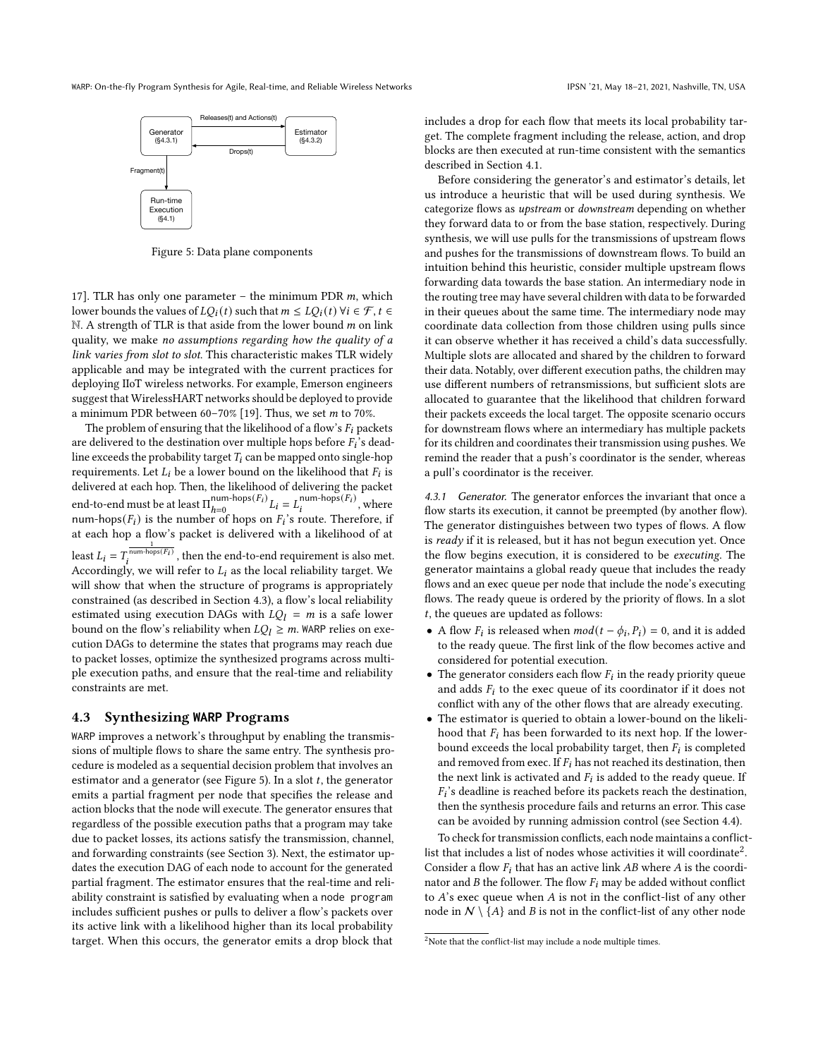Figure 5: Data plane components

17]. TLR has only one parameter – the minimum PDR $m$, which lower bounds the values of $LQ_i(t)$ such that $m \leq LQ_i(t)\ \forall i \in \mathcal{F}, t \in \mathbb{N}$. A strength of TLR is that aside from the lower bound $m$ on link quality, we make *no assumptions regarding how the quality of a link varies from slot to slot*. This characteristic makes TLR widely applicable and may be integrated with the current practices for deploying IIoT wireless networks. For example, Emerson engineers suggest that WirelessHART networks should be deployed to provide a minimum PDR between 60–70% [19]. Thus, we set $m$ to 70%.

The problem of ensuring that the likelihood of a flow's $F_i$ packets are delivered to the destination over multiple hops before $F_i$'s deadline exceeds the probability target $T_i$ can be mapped onto single-hop requirements. Let $L_i$ be a lower bound on the likelihood that $F_i$ is delivered at each hop. Then, the likelihood of delivering the packet end-to-end must be at least $\Pi_{h=0}^{\text{num-hops}(F_i)} L_i = L_i^{\text{num-hops}(F_i)}$, where num-hops($F_i$) is the number of hops on $F_i$'s route. Therefore, if at each hop a flow's packet is delivered with a likelihood of at least $L_i = T_i^{\frac{1}{\text{num-hops}(F_i)}}$, then the end-to-end requirement is also met. Accordingly, we will refer to $L_i$ as the local reliability target. We will show that when the structure of programs is appropriately constrained (as described in Section 4.3), a flow's local reliability estimated using execution DAGs with $LQ_l = m$ is a safe lower bound on the flow's reliability when $LQ_l \geq m$. WARP relies on execution DAGs to determine the states that programs may reach due to packet losses, optimize the synthesized programs across multiple execution paths, and ensure that the real-time and reliability constraints are met.

## 4.3 Synthesizing WARP Programs

WARP improves a network's throughput by enabling the transmissions of multiple flows to share the same entry. The synthesis procedure is modeled as a sequential decision problem that involves an estimator and a generator (see Figure 5). In a slot $t$, the generator emits a partial fragment per node that specifies the release and action blocks that the node will execute. The generator ensures that regardless of the possible execution paths that a program may take due to packet losses, its actions satisfy the transmission, channel, and forwarding constraints (see Section 3). Next, the estimator updates the execution DAG of each node to account for the generated partial fragment. The estimator ensures that the real-time and reliability constraint is satisfied by evaluating when a node program includes sufficient pushes or pulls to deliver a flow's packets over its active link with a likelihood higher than its local probability target. When this occurs, the generator emits a drop block that includes a drop for each flow that meets its local probability target. The complete fragment including the release, action, and drop blocks are then executed at run-time consistent with the semantics described in Section 4.1.

Before considering the generator's and estimator's details, let us introduce a heuristic that will be used during synthesis. We categorize flows as *upstream* or *downstream* depending on whether they forward data to or from the base station, respectively. During synthesis, we will use pulls for the transmissions of upstream flows and pushes for the transmissions of downstream flows. To build an intuition behind this heuristic, consider multiple upstream flows forwarding data towards the base station. An intermediary node in the routing tree may have several children with data to be forwarded in their queues about the same time. The intermediary node may coordinate data collection from those children using pulls since it can observe whether it has received a child's data successfully. Multiple slots are allocated and shared by the children to forward their data. Notably, over different execution paths, the children may use different numbers of retransmissions, but sufficient slots are allocated to guarantee that the likelihood that children forward their packets exceeds the local target. The opposite scenario occurs for downstream flows where an intermediary has multiple packets for its children and coordinates their transmission using pushes. We remind the reader that a push's coordinator is the sender, whereas a pull's coordinator is the receiver.

### 4.3.1 Generator.

The generator enforces the invariant that once a flow starts its execution, it cannot be preempted (by another flow). The generator distinguishes between two types of flows. A flow is *ready* if it is released, but it has not begun execution yet. Once the flow begins execution, it is considered to be *executing*. The generator maintains a global ready queue that includes the ready flows and an exec queue per node that include the node's executing flows. The ready queue is ordered by the priority of flows. In a slot $t$, the queues are updated as follows:

- A flow $F_i$ is released when $mod(t - \phi_i, P_i) = 0$, and it is added to the ready queue. The first link of the flow becomes active and considered for potential execution.
- The generator considers each flow $F_i$ in the ready priority queue and adds $F_i$ to the exec queue of its coordinator if it does not conflict with any of the other flows that are already executing.
- The estimator is queried to obtain a lower-bound on the likelihood that $F_i$ has been forwarded to its next hop. If the lower-bound exceeds the local probability target, then $F_i$ is completed and removed from exec. If $F_i$ has not reached its destination, then the next link is activated and $F_i$ is added to the ready queue. If $F_i$'s deadline is reached before its packets reach the destination, then the synthesis procedure fails and returns an error. This case can be avoided by running admission control (see Section 4.4).

To check for transmission conflicts, each node maintains a conflict-list that includes a list of nodes whose activities it will coordinate[2]. Consider a flow $F_i$ that has an active link $AB$ where $A$ is the coordinator and $B$ the follower. The flow $F_i$ may be added without conflict to $A$'s exec queue when $A$ is not in the conflict-list of any other node in $\mathcal{N} \setminus \{A\}$ and $B$ is not in the conflict-list of any other node

[2] Note that the conflict-list may include a node multiple times.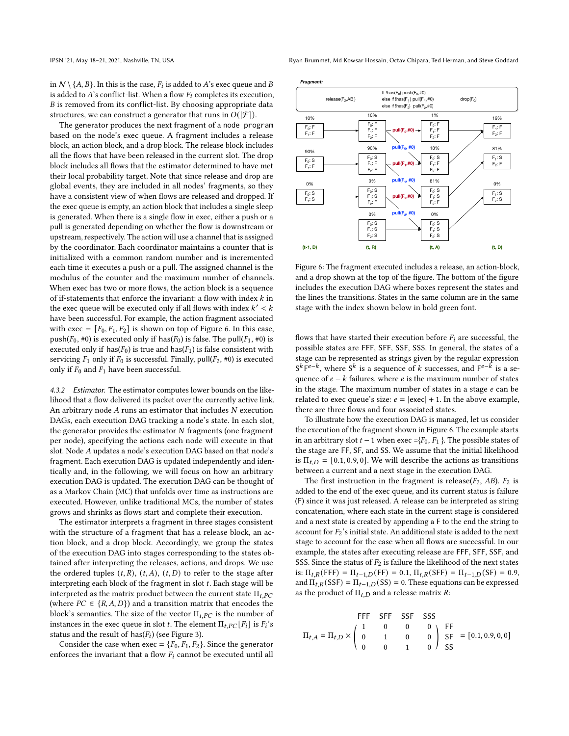in $\mathcal{N} \setminus \{A, B\}$. In this is the case, $F_i$ is added to $A$'s exec queue and $B$ is added to $A$'s conflict-list. When a flow $F_i$ completes its execution, $B$ is removed from its conflict-list. By choosing appropriate data structures, we can construct a generator that runs in $O(|\mathcal{F}|)$.

The generator produces the next fragment of a `node program` based on the node's exec queue. A fragment includes a release block, an action block, and a drop block. The release block includes all the flows that have been released in the current slot. The drop block includes all flows that the estimator determined to have met their local probability target. Note that since release and drop are global events, they are included in all nodes' fragments, so they have a consistent view of when flows are released and dropped. If the exec queue is empty, an action block that includes a single sleep is generated. When there is a single flow in exec, either a push or a pull is generated depending on whether the flow is downstream or upstream, respectively. The action will use a channel that is assigned by the coordinator. Each coordinator maintains a counter that is initialized with a common random number and is incremented each time it executes a push or a pull. The assigned channel is the modulus of the counter and the maximum number of channels. When exec has two or more flows, the action block is a sequence of if-statements that enforce the invariant: a flow with index $k$ in the exec queue will be executed only if all flows with index $k' < k$ have been successful. For example, the action fragment associated with exec $= [F_0, F_1, F_2]$ is shown on top of Figure 6. In this case, push($F_0$, #0) is executed only if has($F_0$) is false. The pull($F_1$, #0) is executed only if has($F_0$) is true and has($F_1$) is false consistent with servicing $F_1$ only if $F_0$ is successful. Finally, pull($F_2$, #0) is executed only if $F_0$ and $F_1$ have been successful.

#### 4.3.2 Estimator.

The estimator computes lower bounds on the likelihood that a flow delivered its packet over the currently active link. An arbitrary node $A$ runs an estimator that includes $N$ execution DAGs, each execution DAG tracking a node's state. In each slot, the generator provides the estimator $N$ fragments (one fragment per node), specifying the actions each node will execute in that slot. Node $A$ updates a node's execution DAG based on that node's fragment. Each execution DAG is updated independently and identically and, in the following, we will focus on how an arbitrary execution DAG is updated. The execution DAG can be thought of as a Markov Chain (MC) that unfolds over time as instructions are executed. However, unlike traditional MCs, the number of states grows and shrinks as flows start and complete their execution.

The estimator interprets a fragment in three stages consistent with the structure of a fragment that has a release block, an action block, and a drop block. Accordingly, we group the states of the execution DAG into stages corresponding to the states obtained after interpreting the releases, actions, and drops. We use the ordered tuples $(t, R)$, $(t, A)$, $(t, D)$ to refer to the stage after interpreting each block of the fragment in slot $t$. Each stage will be interpreted as the matrix product between the current state $\Pi_{t,PC}$ (where $PC \in \{R, A, D\}$) and a transition matrix that encodes the block's semantics. The size of the vector $\Pi_{t,PC}$ is the number of instances in the exec queue in slot $t$. The element $\Pi_{t,PC}[F_i]$ is $F_i$'s status and the result of has($F_i$) (see Figure 3).

Consider the case when exec $= \{F_0, F_1, F_2\}$. Since the generator enforces the invariant that a flow $F_i$ cannot be executed until all

Figure 6: The fragment executed includes a release, an action-block, and a drop shown at the top of the figure. The bottom of the figure includes the execution DAG where boxes represent the states and the lines the transitions. States in the same column are in the same stage with the index shown below in bold green font.

flows that have started their execution before $F_i$ are successful, the possible states are FFF, SFF, SSF, SSS. In general, the states of a stage can be represented as strings given by the regular expression $\mathsf{S}^k\mathsf{F}^{e-k}$, where $\mathsf{S}^k$ is a sequence of $k$ successes, and $\mathsf{F}^{e-k}$ is a sequence of $e - k$ failures, where $e$ is the maximum number of states in the stage. The maximum number of states in a stage $e$ can be related to exec queue's size: $e = |\text{exec}| + 1$. In the above example, there are three flows and four associated states.

To illustrate how the execution DAG is managed, let us consider the execution of the fragment shown in Figure 6. The example starts in an arbitrary slot $t-1$ when exec $=\{F_0, F_1\}$. The possible states of the stage are FF, SF, and SS. We assume that the initial likelihood is $\Pi_{t,D} = [0.1, 0.9, 0]$. We will describe the actions as transitions between a current and a next stage in the execution DAG.

The first instruction in the fragment is release($F_2$, $AB$). $F_2$ is added to the end of the exec queue, and its current status is failure (F) since it was just released. A release can be interpreted as string concatenation, where each state in the current stage is considered and a next state is created by appending a F to the end the string to account for $F_2$'s initial state. An additional state is added to the next stage to account for the case when all flows are successful. In our example, the states after executing release are FFF, SFF, SSF, and SSS. Since the status of $F_2$ is failure the likelihood of the next states is: $\Pi_{t,R}(\mathsf{FFF}) = \Pi_{t-1,D}(\mathsf{FF}) = 0.1$, $\Pi_{t,R}(\mathsf{SFF}) = \Pi_{t-1,D}(\mathsf{SF}) = 0.9$, and $\Pi_{t,R}(\mathsf{SSF}) = \Pi_{t-1,D}(\mathsf{SS}) = 0$. These equations can be expressed as the product of $\Pi_{t,D}$ and a release matrix $R$:

$$\Pi_{t,A} = \Pi_{t,D} \times \begin{array}{c} \begin{array}{cccc} \mathsf{FFF} & \mathsf{SFF} & \mathsf{SSF} & \mathsf{SSS} \end{array} \\ \left( \begin{array}{cccc} 1 & 0 & 0 & 0 \\ 0 & 1 & 0 & 0 \\ 0 & 0 & 1 & 0 \end{array} \right) \end{array} \begin{array}{c} \\ \mathsf{FF} \\ \mathsf{SF} \\ \mathsf{SS} \end{array} = [0.1, 0.9, 0, 0]$$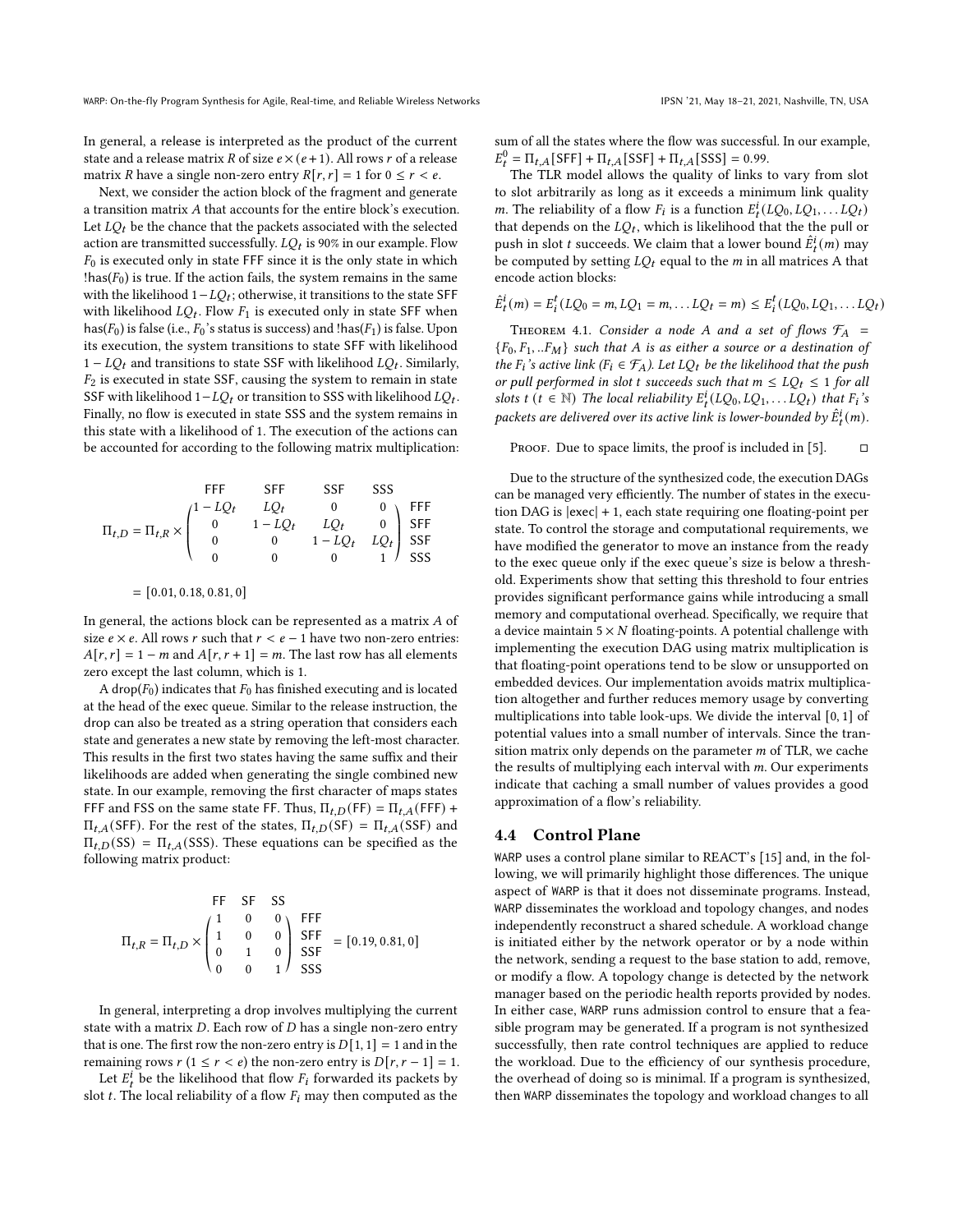In general, a release is interpreted as the product of the current state and a release matrix $R$ of size $e \times (e+1)$. All rows $r$ of a release matrix $R$ have a single non-zero entry $R[r, r] = 1$ for $0 \le r < e$.

Next, we consider the action block of the fragment and generate a transition matrix $A$ that accounts for the entire block's execution. Let $LQ_t$ be the chance that the packets associated with the selected action are transmitted successfully. $LQ_t$ is 90% in our example. Flow $F_0$ is executed only in state FFF since it is the only state in which !has($F_0$) is true. If the action fails, the system remains in the same with the likelihood $1 - LQ_t$; otherwise, it transitions to the state SFF with likelihood $LQ_t$. Flow $F_1$ is executed only in state SFF when has($F_0$) is false (i.e., $F_0$'s status is success) and !has($F_1$) is false. Upon its execution, the system transitions to state SFF with likelihood $1 - LQ_t$ and transitions to state SSF with likelihood $LQ_t$. Similarly, $F_2$ is executed in state SSF, causing the system to remain in state SSF with likelihood $1 - LQ_t$ or transition to SSS with likelihood $LQ_t$. Finally, no flow is executed in state SSS and the system remains in this state with a likelihood of 1. The execution of the actions can be accounted for according to the following matrix multiplication:

$$
\Pi_{t,D} = \Pi_{t,R} \times \begin{pmatrix} 1 - LQ_t & LQ_t & 0 & 0 \\ 0 & 1 - LQ_t & LQ_t & 0 \\ 0 & 0 & 1 - LQ_t & LQ_t \\ 0 & 0 & 0 & 1 \end{pmatrix} \begin{matrix} \text{FFF} \\ \text{SFF} \\ \text{SSF} \\ \text{SSS} \end{matrix}
$$

(columns: FFF, SFF, SSF, SSS)

$$
= [0.01, 0.18, 0.81, 0]
$$

In general, the actions block can be represented as a matrix $A$ of size $e \times e$. All rows $r$ such that $r < e - 1$ have two non-zero entries: $A[r, r] = 1 - m$ and $A[r, r+1] = m$. The last row has all elements zero except the last column, which is 1.

A drop($F_0$) indicates that $F_0$ has finished executing and is located at the head of the exec queue. Similar to the release instruction, the drop can also be treated as a string operation that considers each state and generates a new state by removing the left-most character. This results in the first two states having the same suffix and their likelihoods are added when generating the single combined new state. In our example, removing the first character of maps states FFF and FSS on the same state FF. Thus, $\Pi_{t,D}(\text{FF}) = \Pi_{t,A}(\text{FFF}) + \Pi_{t,A}(\text{SFF})$. For the rest of the states, $\Pi_{t,D}(\text{SF}) = \Pi_{t,A}(\text{SSF})$ and $\Pi_{t,D}(\text{SS}) = \Pi_{t,A}(\text{SSS})$. These equations can be specified as the following matrix product:

$$
\Pi_{t,R} = \Pi_{t,D} \times \begin{pmatrix} 1 & 0 & 0 \\ 1 & 0 & 0 \\ 0 & 1 & 0 \\ 0 & 0 & 1 \end{pmatrix} \begin{matrix} \text{FFF} \\ \text{SFF} \\ \text{SSF} \\ \text{SSS} \end{matrix} = [0.19, 0.81, 0]
$$

(columns: FF, SF, SS)

In general, interpreting a drop involves multiplying the current state with a matrix $D$. Each row of $D$ has a single non-zero entry that is one. The first row the non-zero entry is $D[1, 1] = 1$ and in the remaining rows $r$ ($1 \le r < e$) the non-zero entry is $D[r, r-1] = 1$.

Let $E_t^i$ be the likelihood that flow $F_i$ forwarded its packets by slot $t$. The local reliability of a flow $F_i$ may then computed as the sum of all the states where the flow was successful. In our example, $E_t^0 = \Pi_{t,A}[\text{SFF}] + \Pi_{t,A}[\text{SSF}] + \Pi_{t,A}[\text{SSS}] = 0.99$.

The TLR model allows the quality of links to vary from slot to slot arbitrarily as long as it exceeds a minimum link quality $m$. The reliability of a flow $F_i$ is a function $E_t^i(LQ_0, LQ_1, \ldots LQ_t)$ that depends on the $LQ_t$, which is likelihood that the the pull or push in slot $t$ succeeds. We claim that a lower bound $\hat{E}_t^i(m)$ may be computed by setting $LQ_t$ equal to the $m$ in all matrices A that encode action blocks:

$$
\hat{E}_t^i(m) = E_i^t(LQ_0 = m, LQ_1 = m, \ldots LQ_t = m) \le E_i^t(LQ_0, LQ_1, \ldots LQ_t)
$$

Theorem 4.1. *Consider a node A and a set of flows $\mathcal{F}_A = \{F_0, F_1, ..F_M\}$ such that A is as either a source or a destination of the $F_i$'s active link ($F_i \in \mathcal{F}_A$). Let $LQ_t$ be the likelihood that the push or pull performed in slot t succeeds such that $m \le LQ_t \le 1$ for all slots t ($t \in \mathbb{N}$) The local reliability $E_t^i(LQ_0, LQ_1, \ldots LQ_t)$ that $F_i$'s packets are delivered over its active link is lower-bounded by $\hat{E}_t^i(m)$.*

Proof. Due to space limits, the proof is included in [5]. ◻

Due to the structure of the synthesized code, the execution DAGs can be managed very efficiently. The number of states in the execution DAG is |exec| + 1, each state requiring one floating-point per state. To control the storage and computational requirements, we have modified the generator to move an instance from the ready to the exec queue only if the exec queue's size is below a threshold. Experiments show that setting this threshold to four entries provides significant performance gains while introducing a small memory and computational overhead. Specifically, we require that a device maintain $5 \times N$ floating-points. A potential challenge with implementing the execution DAG using matrix multiplication is that floating-point operations tend to be slow or unsupported on embedded devices. Our implementation avoids matrix multiplication altogether and further reduces memory usage by converting multiplications into table look-ups. We divide the interval $[0, 1]$ of potential values into a small number of intervals. Since the transition matrix only depends on the parameter $m$ of TLR, we cache the results of multiplying each interval with $m$. Our experiments indicate that caching a small number of values provides a good approximation of a flow's reliability.

### 4.4 Control Plane

WARP uses a control plane similar to REACT's [15] and, in the following, we will primarily highlight those differences. The unique aspect of WARP is that it does not disseminate programs. Instead, WARP disseminates the workload and topology changes, and nodes independently reconstruct a shared schedule. A workload change is initiated either by the network operator or by a node within the network, sending a request to the base station to add, remove, or modify a flow. A topology change is detected by the network manager based on the periodic health reports provided by nodes. In either case, WARP runs admission control to ensure that a feasible program may be generated. If a program is not synthesized successfully, then rate control techniques are applied to reduce the workload. Due to the efficiency of our synthesis procedure, the overhead of doing so is minimal. If a program is synthesized, then WARP disseminates the topology and workload changes to all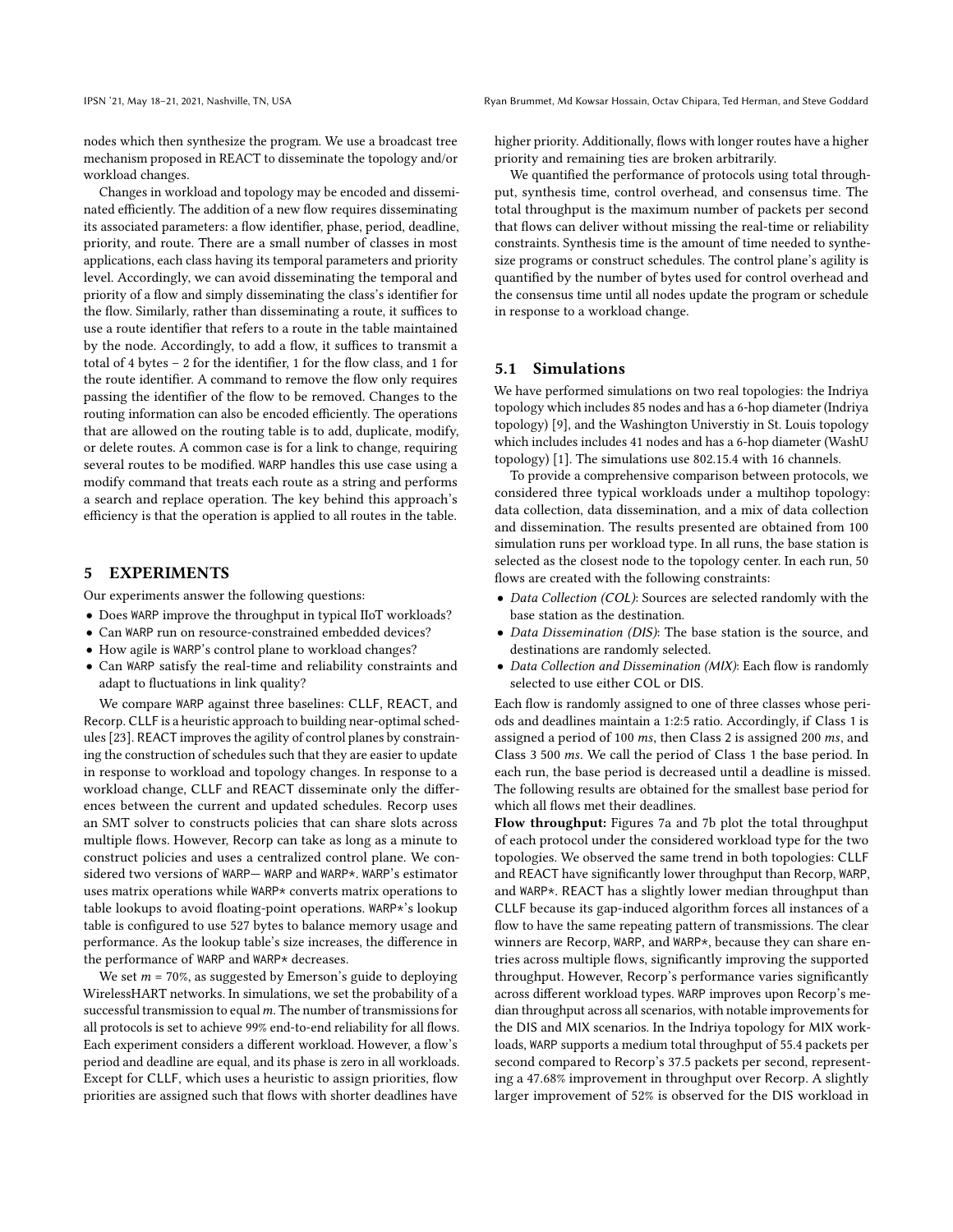nodes which then synthesize the program. We use a broadcast tree mechanism proposed in REACT to disseminate the topology and/or workload changes.

Changes in workload and topology may be encoded and disseminated efficiently. The addition of a new flow requires disseminating its associated parameters: a flow identifier, phase, period, deadline, priority, and route. There are a small number of classes in most applications, each class having its temporal parameters and priority level. Accordingly, we can avoid disseminating the temporal and priority of a flow and simply disseminating the class's identifier for the flow. Similarly, rather than disseminating a route, it suffices to use a route identifier that refers to a route in the table maintained by the node. Accordingly, to add a flow, it suffices to transmit a total of 4 bytes – 2 for the identifier, 1 for the flow class, and 1 for the route identifier. A command to remove the flow only requires passing the identifier of the flow to be removed. Changes to the routing information can also be encoded efficiently. The operations that are allowed on the routing table is to add, duplicate, modify, or delete routes. A common case is for a link to change, requiring several routes to be modified. WARP handles this use case using a modify command that treats each route as a string and performs a search and replace operation. The key behind this approach's efficiency is that the operation is applied to all routes in the table.

## 5 EXPERIMENTS

Our experiments answer the following questions:

- Does WARP improve the throughput in typical IIoT workloads?
- Can WARP run on resource-constrained embedded devices?
- How agile is WARP's control plane to workload changes?
- Can WARP satisfy the real-time and reliability constraints and adapt to fluctuations in link quality?

We compare WARP against three baselines: CLLF, REACT, and Recorp. CLLF is a heuristic approach to building near-optimal schedules [23]. REACT improves the agility of control planes by constraining the construction of schedules such that they are easier to update in response to workload and topology changes. In response to a workload change, CLLF and REACT disseminate only the differences between the current and updated schedules. Recorp uses an SMT solver to constructs policies that can share slots across multiple flows. However, Recorp can take as long as a minute to construct policies and uses a centralized control plane. We considered two versions of WARP— WARP and WARP*. WARP's estimator uses matrix operations while WARP* converts matrix operations to table lookups to avoid floating-point operations. WARP*'s lookup table is configured to use 527 bytes to balance memory usage and performance. As the lookup table's size increases, the difference in the performance of WARP and WARP* decreases.

We set $m = 70\%$, as suggested by Emerson's guide to deploying WirelessHART networks. In simulations, we set the probability of a successful transmission to equal $m$. The number of transmissions for all protocols is set to achieve 99% end-to-end reliability for all flows. Each experiment considers a different workload. However, a flow's period and deadline are equal, and its phase is zero in all workloads. Except for CLLF, which uses a heuristic to assign priorities, flow priorities are assigned such that flows with shorter deadlines have higher priority. Additionally, flows with longer routes have a higher priority and remaining ties are broken arbitrarily.

We quantified the performance of protocols using total throughput, synthesis time, control overhead, and consensus time. The total throughput is the maximum number of packets per second that flows can deliver without missing the real-time or reliability constraints. Synthesis time is the amount of time needed to synthesize programs or construct schedules. The control plane's agility is quantified by the number of bytes used for control overhead and the consensus time until all nodes update the program or schedule in response to a workload change.

### 5.1 Simulations

We have performed simulations on two real topologies: the Indriya topology which includes 85 nodes and has a 6-hop diameter (Indriya topology) [9], and the Washington Universtiy in St. Louis topology which includes includes 41 nodes and has a 6-hop diameter (WashU topology) [1]. The simulations use 802.15.4 with 16 channels.

To provide a comprehensive comparison between protocols, we considered three typical workloads under a multihop topology: data collection, data dissemination, and a mix of data collection and dissemination. The results presented are obtained from 100 simulation runs per workload type. In all runs, the base station is selected as the closest node to the topology center. In each run, 50 flows are created with the following constraints:

- *Data Collection (COL)*: Sources are selected randomly with the base station as the destination.
- *Data Dissemination (DIS)*: The base station is the source, and destinations are randomly selected.
- *Data Collection and Dissemination (MIX)*: Each flow is randomly selected to use either COL or DIS.

Each flow is randomly assigned to one of three classes whose periods and deadlines maintain a 1:2:5 ratio. Accordingly, if Class 1 is assigned a period of 100 *ms*, then Class 2 is assigned 200 *ms*, and Class 3 500 *ms*. We call the period of Class 1 the base period. In each run, the base period is decreased until a deadline is missed. The following results are obtained for the smallest base period for which all flows met their deadlines.

**Flow throughput:** Figures 7a and 7b plot the total throughput of each protocol under the considered workload type for the two topologies. We observed the same trend in both topologies: CLLF and REACT have significantly lower throughput than Recorp, WARP, and WARP*. REACT has a slightly lower median throughput than CLLF because its gap-induced algorithm forces all instances of a flow to have the same repeating pattern of transmissions. The clear winners are Recorp, WARP, and WARP*, because they can share entries across multiple flows, significantly improving the supported throughput. However, Recorp's performance varies significantly across different workload types. WARP improves upon Recorp's median throughput across all scenarios, with notable improvements for the DIS and MIX scenarios. In the Indriya topology for MIX workloads, WARP supports a medium total throughput of 55.4 packets per second compared to Recorp's 37.5 packets per second, representing a 47.68% improvement in throughput over Recorp. A slightly larger improvement of 52% is observed for the DIS workload in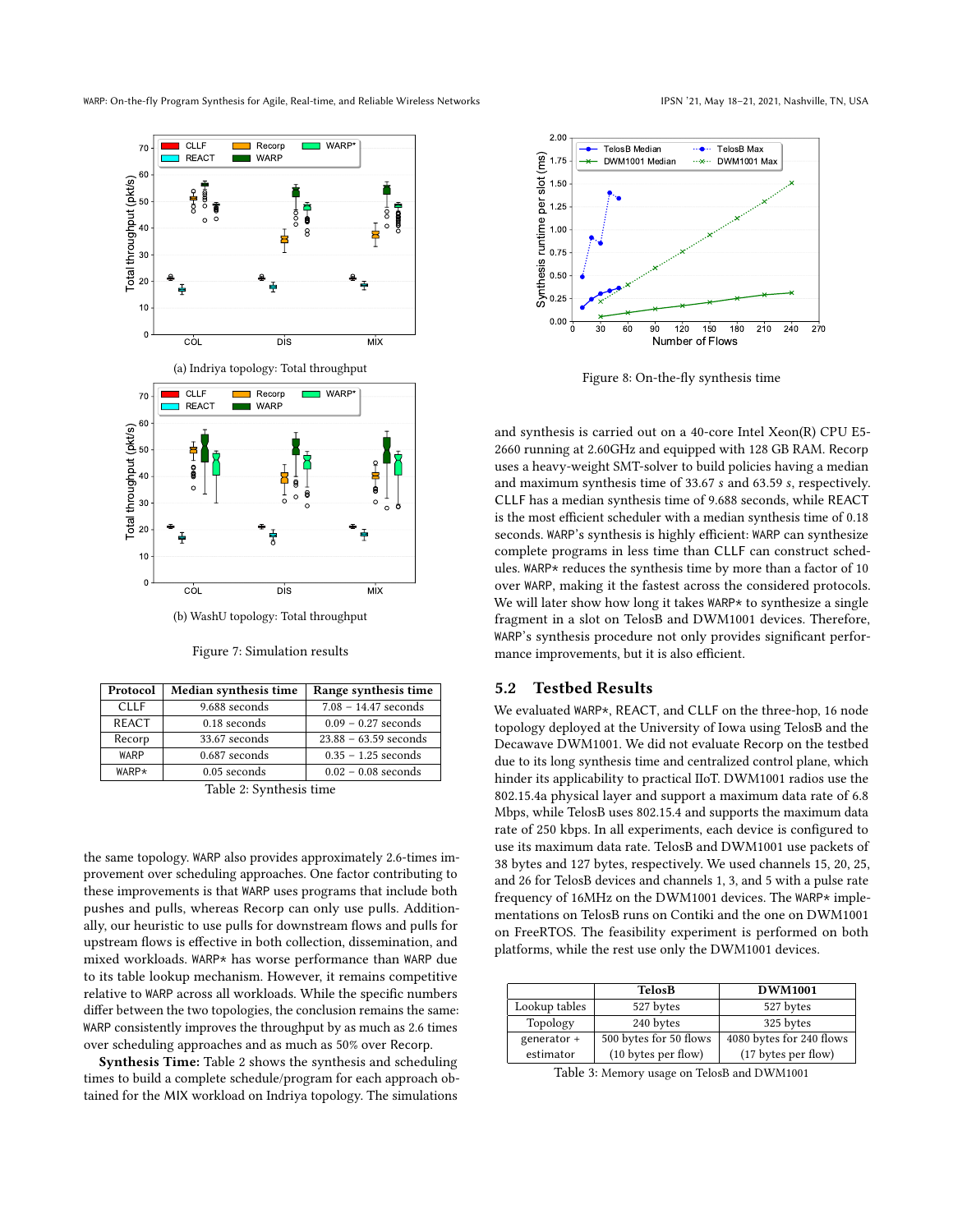(a) Indriya topology: Total throughput

(b) WashU topology: Total throughput

Figure 7: Simulation results

| Protocol | Median synthesis time | Range synthesis time |
|---|---|---|
| CLLF | 9.688 seconds | 7.08 – 14.47 seconds |
| REACT | 0.18 seconds | 0.09 – 0.27 seconds |
| Recorp | 33.67 seconds | 23.88 – 63.59 seconds |
| WARP | 0.687 seconds | 0.35 – 1.25 seconds |
| WARP* | 0.05 seconds | 0.02 – 0.08 seconds |

Table 2: Synthesis time

the same topology. WARP also provides approximately 2.6-times improvement over scheduling approaches. One factor contributing to these improvements is that WARP uses programs that include both pushes and pulls, whereas Recorp can only use pulls. Additionally, our heuristic to use pulls for downstream flows and pulls for upstream flows is effective in both collection, dissemination, and mixed workloads. WARP* has worse performance than WARP due to its table lookup mechanism. However, it remains competitive relative to WARP across all workloads. While the specific numbers differ between the two topologies, the conclusion remains the same: WARP consistently improves the throughput by as much as 2.6 times over scheduling approaches and as much as 50% over Recorp.

**Synthesis Time:** Table 2 shows the synthesis and scheduling times to build a complete schedule/program for each approach obtained for the MIX workload on Indriya topology. The simulations and synthesis is carried out on a 40-core Intel Xeon(R) CPU E5-2660 running at 2.60GHz and equipped with 128 GB RAM. Recorp uses a heavy-weight SMT-solver to build policies having a median and maximum synthesis time of 33.67 *s* and 63.59 *s*, respectively. CLLF has a median synthesis time of 9.688 seconds, while REACT is the most efficient scheduler with a median synthesis time of 0.18 seconds. WARP's synthesis is highly efficient: WARP can synthesize complete programs in less time than CLLF can construct schedules. WARP* reduces the synthesis time by more than a factor of 10 over WARP, making it the fastest across the considered protocols. We will later show how long it takes WARP* to synthesize a single fragment in a slot on TelosB and DWM1001 devices. Therefore, WARP's synthesis procedure not only provides significant performance improvements, but it is also efficient.

Figure 8: On-the-fly synthesis time

## 5.2 Testbed Results

We evaluated WARP*, REACT, and CLLF on the three-hop, 16 node topology deployed at the University of Iowa using TelosB and the Decawave DWM1001. We did not evaluate Recorp on the testbed due to its long synthesis time and centralized control plane, which hinder its applicability to practical IIoT. DWM1001 radios use the 802.15.4a physical layer and support a maximum data rate of 6.8 Mbps, while TelosB uses 802.15.4 and supports the maximum data rate of 250 kbps. In all experiments, each device is configured to use its maximum data rate. TelosB and DWM1001 use packets of 38 bytes and 127 bytes, respectively. We used channels 15, 20, 25, and 26 for TelosB devices and channels 1, 3, and 5 with a pulse rate frequency of 16MHz on the DWM1001 devices. The WARP* implementations on TelosB runs on Contiki and the one on DWM1001 on FreeRTOS. The feasibility experiment is performed on both platforms, while the rest use only the DWM1001 devices.

| | TelosB | DWM1001 |
|---|---|---|
| Lookup tables | 527 bytes | 527 bytes |
| Topology | 240 bytes | 325 bytes |
| generator + estimator | 500 bytes for 50 flows (10 bytes per flow) | 4080 bytes for 240 flows (17 bytes per flow) |

Table 3: Memory usage on TelosB and DWM1001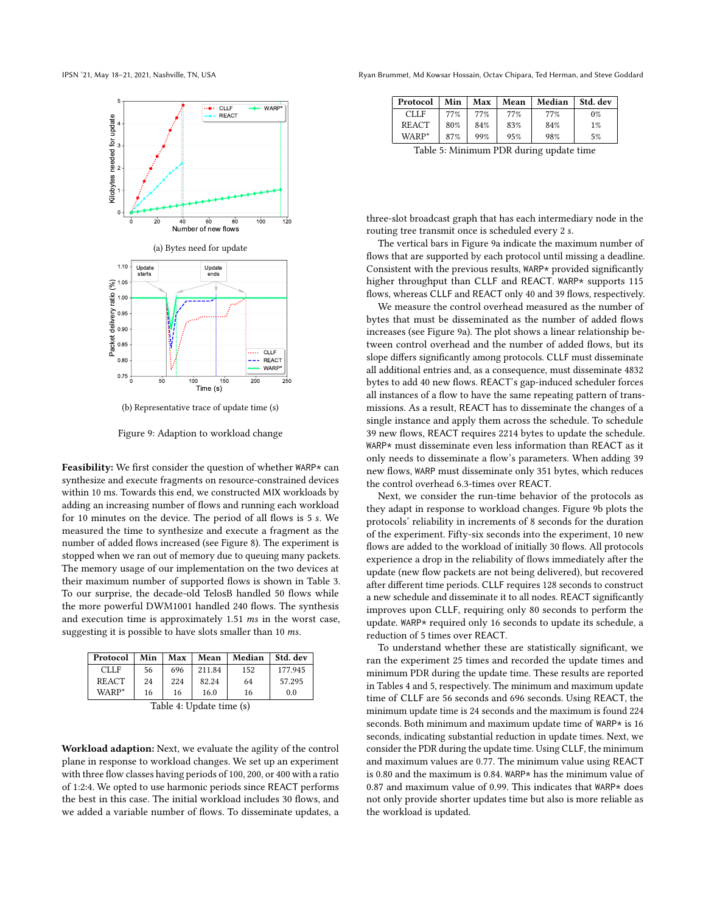(a) Bytes need for update

(b) Representative trace of update time (s)

Figure 9: Adaption to workload change

**Feasibility:** We first consider the question of whether WARP* can synthesize and execute fragments on resource-constrained devices within 10 ms. Towards this end, we constructed MIX workloads by adding an increasing number of flows and running each workload for 10 minutes on the device. The period of all flows is 5 *s*. We measured the time to synthesize and execute a fragment as the number of added flows increased (see Figure 8). The experiment is stopped when we ran out of memory due to queuing many packets. The memory usage of our implementation on the two devices at their maximum number of supported flows is shown in Table 3. To our surprise, the decade-old TelosB handled 50 flows while the more powerful DWM1001 handled 240 flows. The synthesis and execution time is approximately 1.51 *ms* in the worst case, suggesting it is possible to have slots smaller than 10 *ms*.

| Protocol | Min | Max | Mean | Median | Std. dev |
|---|---|---|---|---|---|
| CLLF | 56 | 696 | 211.84 | 152 | 177.945 |
| REACT | 24 | 224 | 82.24 | 64 | 57.295 |
| WARP* | 16 | 16 | 16.0 | 16 | 0.0 |

Table 4: Update time (s)

**Workload adaption:** Next, we evaluate the agility of the control plane in response to workload changes. We set up an experiment with three flow classes having periods of 100, 200, or 400 with a ratio of 1:2:4. We opted to use harmonic periods since REACT performs the best in this case. The initial workload includes 30 flows, and we added a variable number of flows. To disseminate updates, a three-slot broadcast graph that has each intermediary node in the routing tree transmit once is scheduled every 2 *s*.

| Protocol | Min | Max | Mean | Median | Std. dev |
|---|---|---|---|---|---|
| CLLF | 77% | 77% | 77% | 77% | 0% |
| REACT | 80% | 84% | 83% | 84% | 1% |
| WARP* | 87% | 99% | 95% | 98% | 5% |

Table 5: Minimum PDR during update time

The vertical bars in Figure 9a indicate the maximum number of flows that are supported by each protocol until missing a deadline. Consistent with the previous results, WARP* provided significantly higher throughput than CLLF and REACT. WARP* supports 115 flows, whereas CLLF and REACT only 40 and 39 flows, respectively.

We measure the control overhead measured as the number of bytes that must be disseminated as the number of added flows increases (see Figure 9a). The plot shows a linear relationship between control overhead and the number of added flows, but its slope differs significantly among protocols. CLLF must disseminate all additional entries and, as a consequence, must disseminate 4832 bytes to add 40 new flows. REACT's gap-induced scheduler forces all instances of a flow to have the same repeating pattern of transmissions. As a result, REACT has to disseminate the changes of a single instance and apply them across the schedule. To schedule 39 new flows, REACT requires 2214 bytes to update the schedule. WARP* must disseminate even less information than REACT as it only needs to disseminate a flow's parameters. When adding 39 new flows, WARP must disseminate only 351 bytes, which reduces the control overhead 6.3-times over REACT.

Next, we consider the run-time behavior of the protocols as they adapt in response to workload changes. Figure 9b plots the protocols' reliability in increments of 8 seconds for the duration of the experiment. Fifty-six seconds into the experiment, 10 new flows are added to the workload of initially 30 flows. All protocols experience a drop in the reliability of flows immediately after the update (new flow packets are not being delivered), but recovered after different time periods. CLLF requires 128 seconds to construct a new schedule and disseminate it to all nodes. REACT significantly improves upon CLLF, requiring only 80 seconds to perform the update. WARP* required only 16 seconds to update its schedule, a reduction of 5 times over REACT.

To understand whether these are statistically significant, we ran the experiment 25 times and recorded the update times and minimum PDR during the update time. These results are reported in Tables 4 and 5, respectively. The minimum and maximum update time of CLLF are 56 seconds and 696 seconds. Using REACT, the minimum update time is 24 seconds and the maximum is found 224 seconds. Both minimum and maximum update time of WARP* is 16 seconds, indicating substantial reduction in update times. Next, we consider the PDR during the update time. Using CLLF, the minimum and maximum values are 0.77. The minimum value using REACT is 0.80 and the maximum is 0.84. WARP* has the minimum value of 0.87 and maximum value of 0.99. This indicates that WARP* does not only provide shorter updates time but also is more reliable as the workload is updated.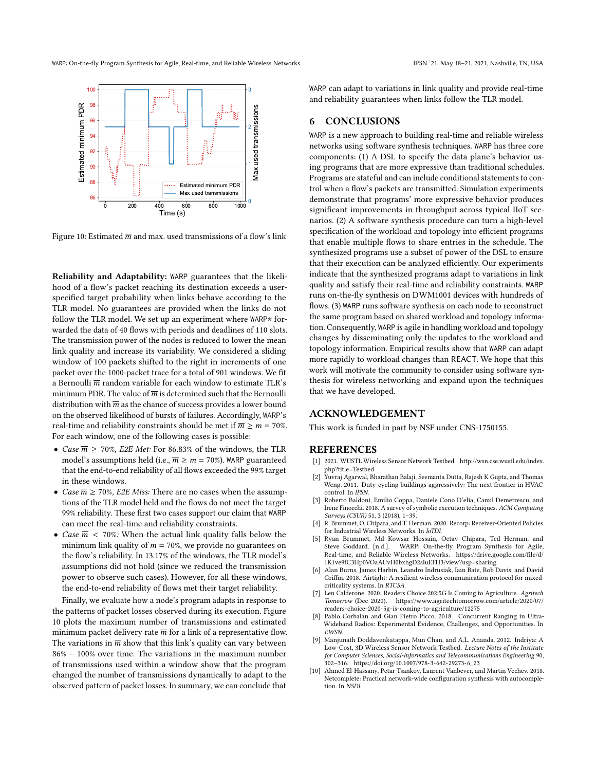Figure 10: Estimated $\overline{m}$ and max. used transmissions of a flow's link

**Reliability and Adaptability:** WARP guarantees that the likelihood of a flow's packet reaching its destination exceeds a user-specified target probability when links behave according to the TLR model. No guarantees are provided when the links do not follow the TLR model. We set up an experiment where WARP* forwarded the data of 40 flows with periods and deadlines of 110 slots. The transmission power of the nodes is reduced to lower the mean link quality and increase its variability. We considered a sliding window of 100 packets shifted to the right in increments of one packet over the 1000-packet trace for a total of 901 windows. We fit a Bernoulli $\overline{m}$ random variable for each window to estimate TLR's minimum PDR. The value of $\overline{m}$ is determined such that the Bernoulli distribution with $\overline{m}$ as the chance of success provides a lower bound on the observed likelihood of bursts of failures. Accordingly, WARP's real-time and reliability constraints should be met if $\overline{m} \geq m = 70\%$. For each window, one of the following cases is possible:

- *Case* $\overline{m} \geq 70\%$, *E2E Met:* For 86.83% of the windows, the TLR model's assumptions held (i.e., $\overline{m} \geq m = 70\%$). WARP guaranteed that the end-to-end reliability of all flows exceeded the 99% target in these windows.
- *Case* $\overline{m} \geq 70\%$, *E2E Miss:* There are no cases when the assumptions of the TLR model held and the flows do not meet the target 99% reliability. These first two cases support our claim that WARP can meet the real-time and reliability constraints.
- *Case* $\overline{m} < 70\%$*:* When the actual link quality falls below the minimum link quality of $m = 70\%$, we provide no guarantees on the flow's reliability. In 13.17% of the windows, the TLR model's assumptions did not hold (since we reduced the transmission power to observe such cases). However, for all these windows, the end-to-end reliability of flows met their target reliability.

Finally, we evaluate how a node's program adapts in response to the patterns of packet losses observed during its execution. Figure 10 plots the maximum number of transmissions and estimated minimum packet delivery rate $\overline{m}$ for a link of a representative flow. The variations in $\overline{m}$ show that this link's quality can vary between 86% − 100% over time. The variations in the maximum number of transmissions used within a window show that the program changed the number of transmissions dynamically to adapt to the observed pattern of packet losses. In summary, we can conclude that WARP can adapt to variations in link quality and provide real-time and reliability guarantees when links follow the TLR model.

# 6 CONCLUSIONS

WARP is a new approach to building real-time and reliable wireless networks using software synthesis techniques. WARP has three core components: (1) A DSL to specify the data plane's behavior using programs that are more expressive than traditional schedules. Programs are stateful and can include conditional statements to control when a flow's packets are transmitted. Simulation experiments demonstrate that programs' more expressive behavior produces significant improvements in throughput across typical IIoT scenarios. (2) A software synthesis procedure can turn a high-level specification of the workload and topology into efficient programs that enable multiple flows to share entries in the schedule. The synthesized programs use a subset of power of the DSL to ensure that their execution can be analyzed efficiently. Our experiments indicate that the synthesized programs adapt to variations in link quality and satisfy their real-time and reliability constraints. WARP runs on-the-fly synthesis on DWM1001 devices with hundreds of flows. (3) WARP runs software synthesis on each node to reconstruct the same program based on shared workload and topology information. Consequently, WARP is agile in handling workload and topology changes by disseminating only the updates to the workload and topology information. Empirical results show that WARP can adapt more rapidly to workload changes than REACT. We hope that this work will motivate the community to consider using software synthesis for wireless networking and expand upon the techniques that we have developed.

# ACKNOWLEDGEMENT

This work is funded in part by NSF under CNS-1750155.

# REFERENCES

[1] 2021. WUSTL Wireless Sensor Network Testbed. http://wsn.cse.wustl.edu/index.php?title=Testbed
[2] Yuvraj Agarwal, Bharathan Balaji, Seemanta Dutta, Rajesh K Gupta, and Thomas Weng. 2011. Duty-cycling buildings aggressively: The next frontier in HVAC control. In *IPSN*.
[3] Roberto Baldoni, Emilio Coppa, Daniele Cono D'elia, Camil Demetrescu, and Irene Finocchi. 2018. A survey of symbolic execution techniques. *ACM Computing Surveys (CSUR)* 51, 3 (2018), 1–39.
[4] R. Brummet, O. Chipara, and T. Herman. 2020. Recorp: Receiver-Oriented Policies for Industrial Wireless Networks. In *IoTDI*.
[5] Ryan Brummet, Md Kowsar Hossain, Octav Chipara, Ted Herman, and Steve Goddard. [n.d.]. WARP: On-the-fly Program Synthesis for Agile, Real-time, and Reliable Wireless Networks. https://drive.google.com/file/d/1K1ve9fC3Hp0VOaAUvH0bxhgD2sIuEFH3/view?usp=sharing.
[6] Alan Burns, James Harbin, Leandro Indrusiak, Iain Bate, Rob Davis, and David Griffin. 2018. Airtight: A resilient wireless communication protocol for mixed-criticality systems. In *RTCSA*.
[7] Len Calderone. 2020. Readers Choice 202:5G Is Coming to Agriculture. *Agritech Tomorrow* (Dec 2020). https://www.agritechtomorrow.com/article/2020/07/readers-choice-2020-5g-is-coming-to-agriculture/12275
[8] Pablo Corbalán and Gian Pietro Picco. 2018. Concurrent Ranging in Ultra-Wideband Radios: Experimental Evidence, Challenges, and Opportunities. In *EWSN*.
[9] Manjunath Doddavenkatappa, Mun Chan, and A.L. Ananda. 2012. Indriya: A Low-Cost, 3D Wireless Sensor Network Testbed. *Lecture Notes of the Institute for Computer Sciences, Social-Informatics and Telecommunications Engineering* 90, 302–316. https://doi.org/10.1007/978-3-642-29273-6_23
[10] Ahmed El-Hassany, Petar Tsankov, Laurent Vanbever, and Martin Vechev. 2018. Netcomplete: Practical network-wide configuration synthesis with autocompletion. In *NSDI*.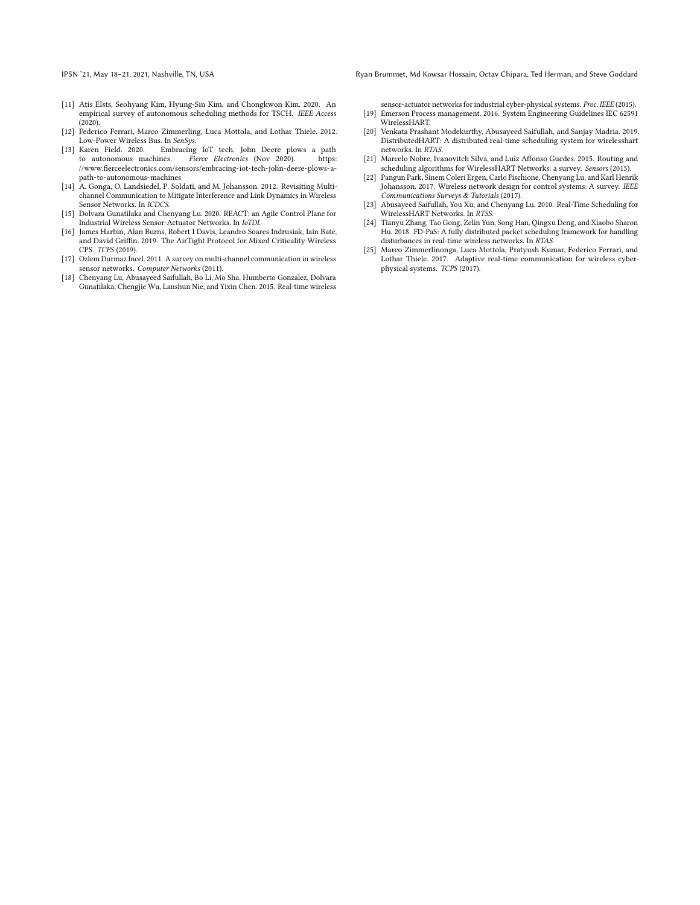[11] Atis Elsts, Seohyang Kim, Hyung-Sin Kim, and Chongkwon Kim. 2020. An empirical survey of autonomous scheduling methods for TSCH. *IEEE Access* (2020).

[12] Federico Ferrari, Marco Zimmerling, Luca Mottola, and Lothar Thiele. 2012. Low-Power Wireless Bus. In *SenSys*.

[13] Karen Field. 2020. Embracing IoT tech, John Deere plows a path to autonomous machines. *Fierce Electronics* (Nov 2020). https://www.fierceelectronics.com/sensors/embracing-iot-tech-john-deere-plows-a-path-to-autonomous-machines

[14] A. Gonga, O. Landsiedel, P. Soldati, and M. Johansson. 2012. Revisiting Multi-channel Communication to Mitigate Interference and Link Dynamics in Wireless Sensor Networks. In *ICDCS*.

[15] Dolvara Gunatilaka and Chenyang Lu. 2020. REACT: an Agile Control Plane for Industrial Wireless Sensor-Actuator Networks. In *IoTDI*.

[16] James Harbin, Alan Burns, Robert I Davis, Leandro Soares Indrusiak, Iain Bate, and David Griffin. 2019. The AirTight Protocol for Mixed Criticality Wireless CPS. *TCPS* (2019).

[17] Ozlem Durmaz Incel. 2011. A survey on multi-channel communication in wireless sensor networks. *Computer Networks* (2011).

[18] Chenyang Lu, Abusayeed Saifullah, Bo Li, Mo Sha, Humberto Gonzalez, Dolvara Gunatilaka, Chengjie Wu, Lanshun Nie, and Yixin Chen. 2015. Real-time wireless sensor-actuator networks for industrial cyber-physical systems. *Proc. IEEE* (2015).

[19] Emerson Process management. 2016. System Engineering Guidelines IEC 62591 WirelessHART.

[20] Venkata Prashant Modekurthy, Abusayeed Saifullah, and Sanjay Madria. 2019. DistributedHART: A distributed real-time scheduling system for wirelesshart networks. In *RTAS*.

[21] Marcelo Nobre, Ivanovitch Silva, and Luiz Affonso Guedes. 2015. Routing and scheduling algorithms for WirelessHART Networks: a survey. *Sensors* (2015).

[22] Pangun Park, Sinem Coleri Ergen, Carlo Fischione, Chenyang Lu, and Karl Henrik Johansson. 2017. Wireless network design for control systems: A survey. *IEEE Communications Surveys & Tutorials* (2017).

[23] Abusayeed Saifullah, You Xu, and Chenyang Lu. 2010. Real-Time Scheduling for WirelessHART Networks. In *RTSS*.

[24] Tianyu Zhang, Tao Gong, Zelin Yun, Song Han, Qingxu Deng, and Xiaobo Sharon Hu. 2018. FD-PaS: A fully distributed packet scheduling framework for handling disturbances in real-time wireless networks. In *RTAS*.

[25] Marco Zimmerlinonga, Luca Mottola, Pratyush Kumar, Federico Ferrari, and Lothar Thiele. 2017. Adaptive real-time communication for wireless cyber-physical systems. *TCPS* (2017).